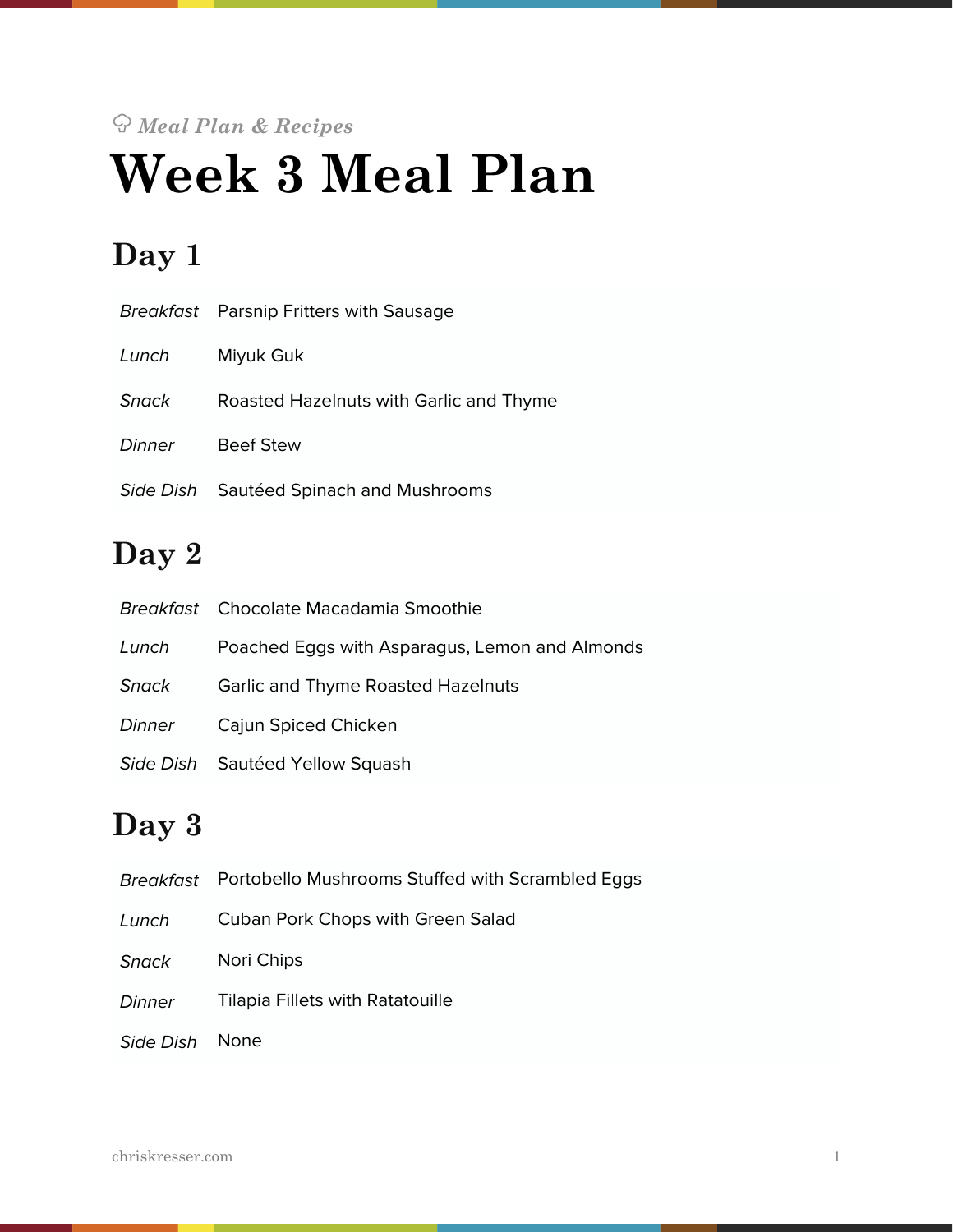*Meal Plan & Recipes*

# Week 3 Meal Plan

## Day 1

| | |
|---|---|
| *Breakfast* | Parsnip Fritters with Sausage |
| *Lunch* | Miyuk Guk |
| *Snack* | Roasted Hazelnuts with Garlic and Thyme |
| *Dinner* | Beef Stew |
| *Side Dish* | Sautéed Spinach and Mushrooms |

## Day 2

| | |
|---|---|
| *Breakfast* | Chocolate Macadamia Smoothie |
| *Lunch* | Poached Eggs with Asparagus, Lemon and Almonds |
| *Snack* | Garlic and Thyme Roasted Hazelnuts |
| *Dinner* | Cajun Spiced Chicken |
| *Side Dish* | Sautéed Yellow Squash |

## Day 3

| | |
|---|---|
| *Breakfast* | Portobello Mushrooms Stuffed with Scrambled Eggs |
| *Lunch* | Cuban Pork Chops with Green Salad |
| *Snack* | Nori Chips |
| *Dinner* | Tilapia Fillets with Ratatouille |
| *Side Dish* | None |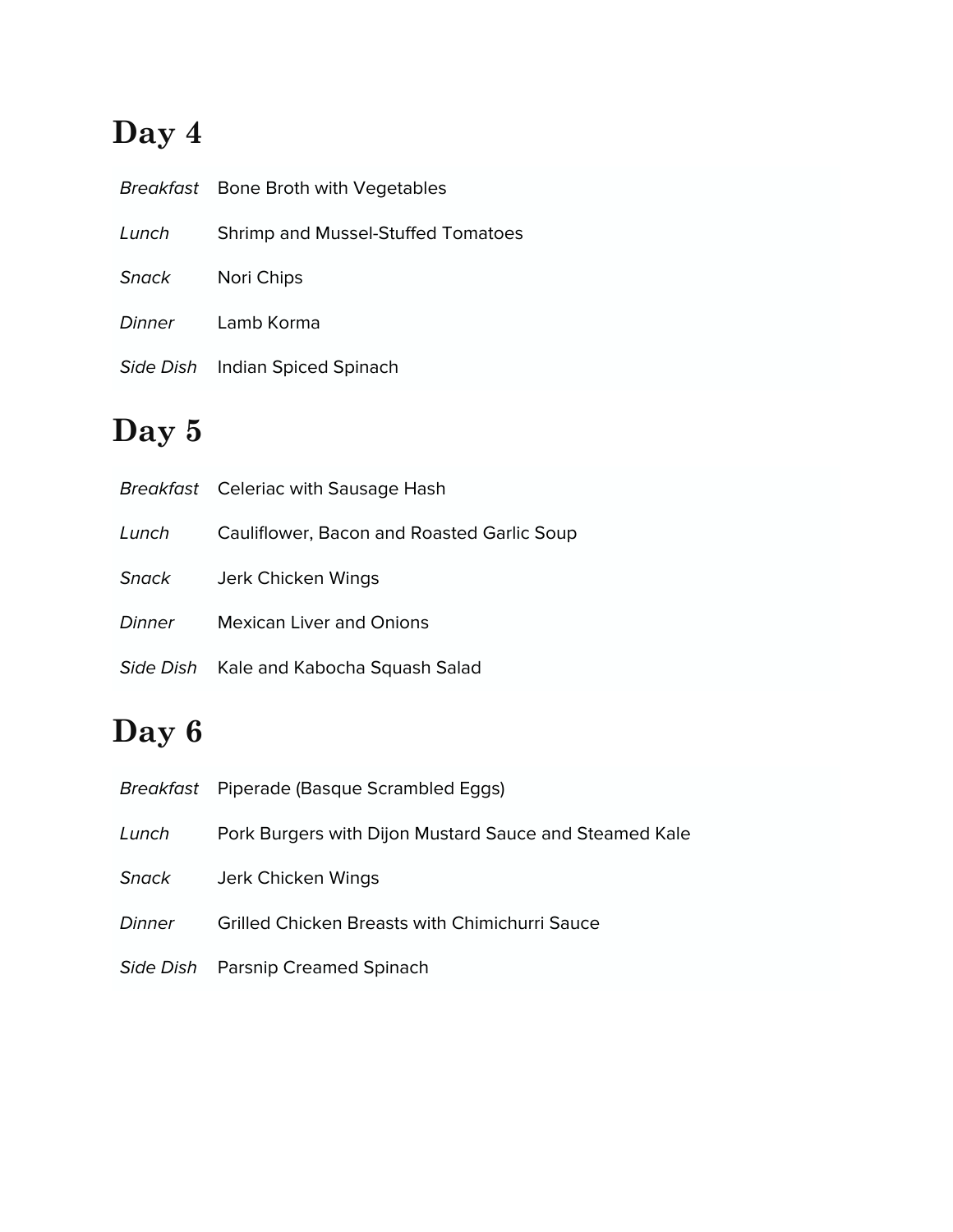# Day 4

| | |
|---|---|
| *Breakfast* | Bone Broth with Vegetables |
| *Lunch* | Shrimp and Mussel-Stuffed Tomatoes |
| *Snack* | Nori Chips |
| *Dinner* | Lamb Korma |
| *Side Dish* | Indian Spiced Spinach |

# Day 5

| | |
|---|---|
| *Breakfast* | Celeriac with Sausage Hash |
| *Lunch* | Cauliflower, Bacon and Roasted Garlic Soup |
| *Snack* | Jerk Chicken Wings |
| *Dinner* | Mexican Liver and Onions |
| *Side Dish* | Kale and Kabocha Squash Salad |

# Day 6

| | |
|---|---|
| *Breakfast* | Piperade (Basque Scrambled Eggs) |
| *Lunch* | Pork Burgers with Dijon Mustard Sauce and Steamed Kale |
| *Snack* | Jerk Chicken Wings |
| *Dinner* | Grilled Chicken Breasts with Chimichurri Sauce |
| *Side Dish* | Parsnip Creamed Spinach |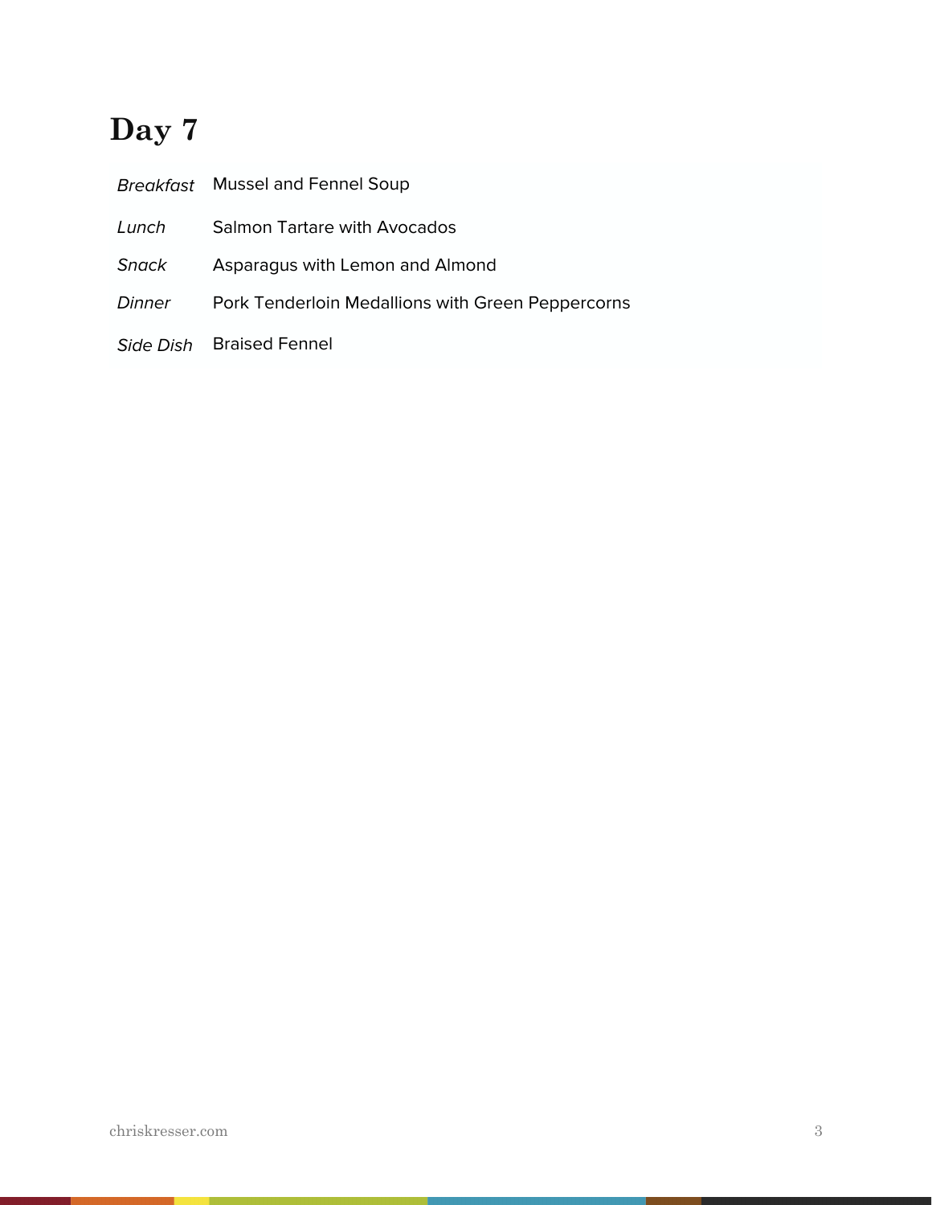# Day 7

| | |
|---|---|
| *Breakfast* | Mussel and Fennel Soup |
| *Lunch* | Salmon Tartare with Avocados |
| *Snack* | Asparagus with Lemon and Almond |
| *Dinner* | Pork Tenderloin Medallions with Green Peppercorns |
| *Side Dish* | Braised Fennel |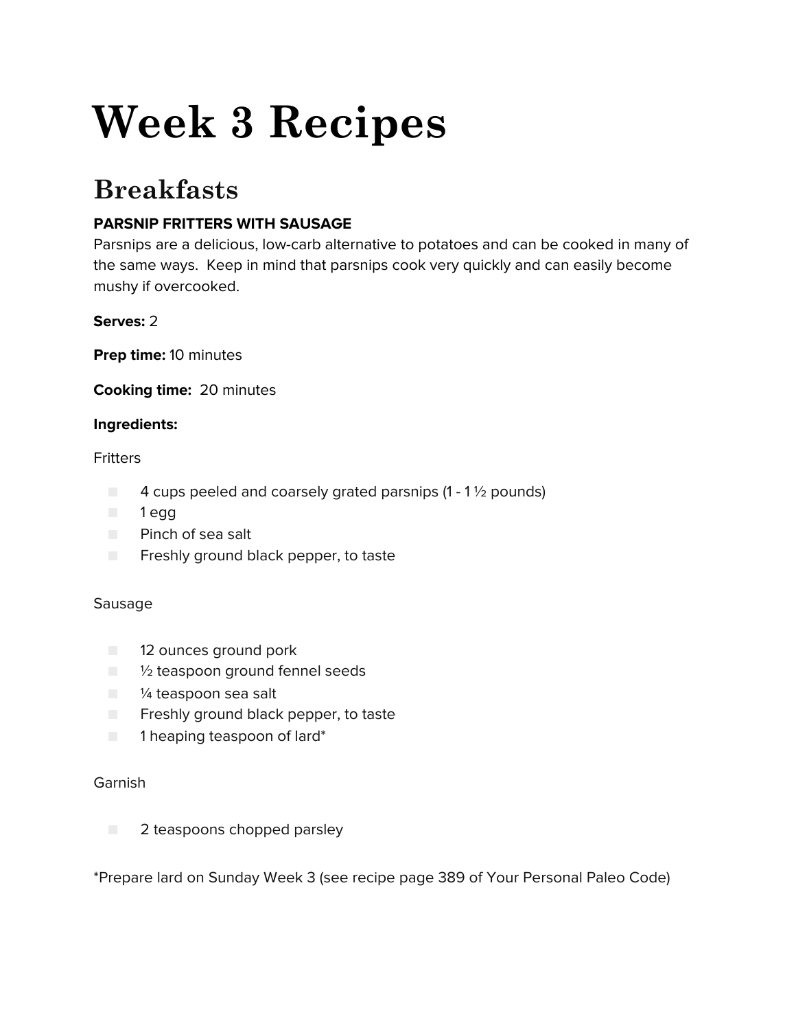# Week 3 Recipes

## Breakfasts

**PARSNIP FRITTERS WITH SAUSAGE**

Parsnips are a delicious, low-carb alternative to potatoes and can be cooked in many of the same ways. Keep in mind that parsnips cook very quickly and can easily become mushy if overcooked.

**Serves:** 2

**Prep time:** 10 minutes

**Cooking time:** 20 minutes

**Ingredients:**

Fritters

- 4 cups peeled and coarsely grated parsnips (1 - 1 ½ pounds)
- 1 egg
- Pinch of sea salt
- Freshly ground black pepper, to taste

Sausage

- 12 ounces ground pork
- ½ teaspoon ground fennel seeds
- ¼ teaspoon sea salt
- Freshly ground black pepper, to taste
- 1 heaping teaspoon of lard*

Garnish

- 2 teaspoons chopped parsley

*Prepare lard on Sunday Week 3 (see recipe page 389 of Your Personal Paleo Code)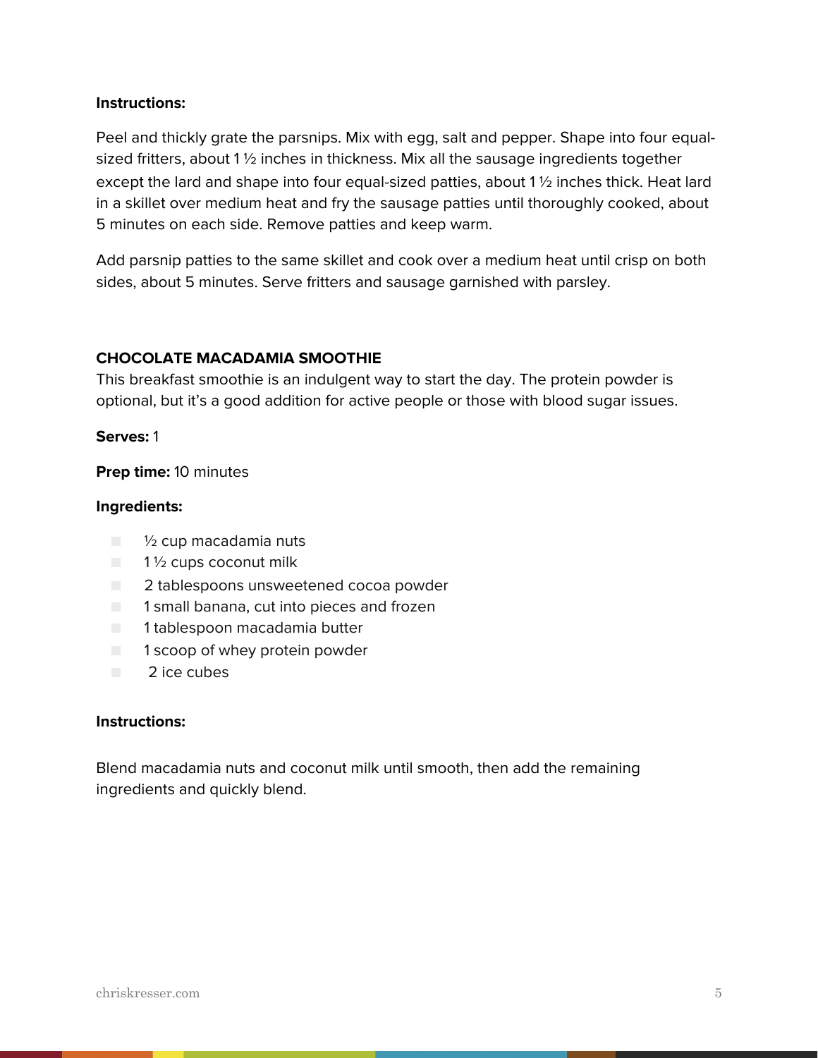**Instructions:**

Peel and thickly grate the parsnips. Mix with egg, salt and pepper. Shape into four equal-sized fritters, about 1 ½ inches in thickness. Mix all the sausage ingredients together except the lard and shape into four equal-sized patties, about 1 ½ inches thick. Heat lard in a skillet over medium heat and fry the sausage patties until thoroughly cooked, about 5 minutes on each side. Remove patties and keep warm.

Add parsnip patties to the same skillet and cook over a medium heat until crisp on both sides, about 5 minutes. Serve fritters and sausage garnished with parsley.

## CHOCOLATE MACADAMIA SMOOTHIE

This breakfast smoothie is an indulgent way to start the day. The protein powder is optional, but it's a good addition for active people or those with blood sugar issues.

**Serves:** 1

**Prep time:** 10 minutes

**Ingredients:**

- ½ cup macadamia nuts
- 1 ½ cups coconut milk
- 2 tablespoons unsweetened cocoa powder
- 1 small banana, cut into pieces and frozen
- 1 tablespoon macadamia butter
- 1 scoop of whey protein powder
- 2 ice cubes

**Instructions:**

Blend macadamia nuts and coconut milk until smooth, then add the remaining ingredients and quickly blend.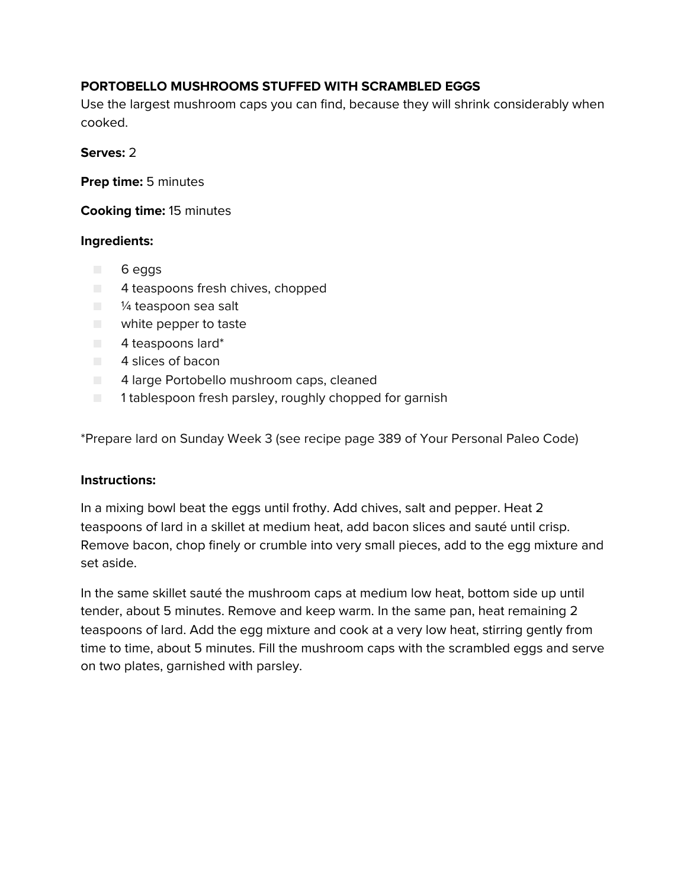**PORTOBELLO MUSHROOMS STUFFED WITH SCRAMBLED EGGS**

Use the largest mushroom caps you can find, because they will shrink considerably when cooked.

**Serves:** 2

**Prep time:** 5 minutes

**Cooking time:** 15 minutes

**Ingredients:**

- 6 eggs
- 4 teaspoons fresh chives, chopped
- ¼ teaspoon sea salt
- white pepper to taste
- 4 teaspoons lard*
- 4 slices of bacon
- 4 large Portobello mushroom caps, cleaned
- 1 tablespoon fresh parsley, roughly chopped for garnish

*Prepare lard on Sunday Week 3 (see recipe page 389 of Your Personal Paleo Code)

**Instructions:**

In a mixing bowl beat the eggs until frothy. Add chives, salt and pepper. Heat 2 teaspoons of lard in a skillet at medium heat, add bacon slices and sauté until crisp. Remove bacon, chop finely or crumble into very small pieces, add to the egg mixture and set aside.

In the same skillet sauté the mushroom caps at medium low heat, bottom side up until tender, about 5 minutes. Remove and keep warm. In the same pan, heat remaining 2 teaspoons of lard. Add the egg mixture and cook at a very low heat, stirring gently from time to time, about 5 minutes. Fill the mushroom caps with the scrambled eggs and serve on two plates, garnished with parsley.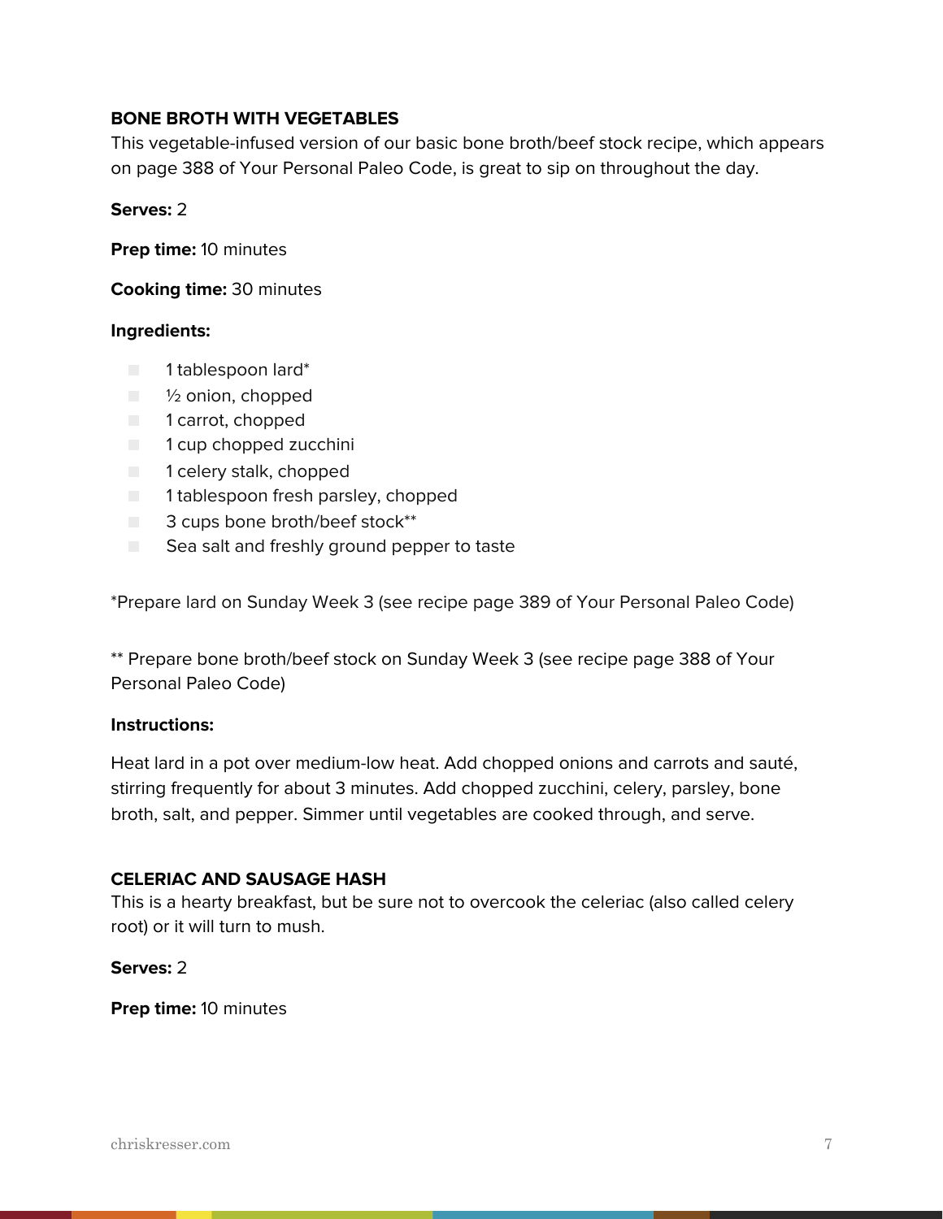### BONE BROTH WITH VEGETABLES

This vegetable-infused version of our basic bone broth/beef stock recipe, which appears on page 388 of Your Personal Paleo Code, is great to sip on throughout the day.

**Serves:** 2

**Prep time:** 10 minutes

**Cooking time:** 30 minutes

**Ingredients:**

- 1 tablespoon lard*
- ½ onion, chopped
- 1 carrot, chopped
- 1 cup chopped zucchini
- 1 celery stalk, chopped
- 1 tablespoon fresh parsley, chopped
- 3 cups bone broth/beef stock**
- Sea salt and freshly ground pepper to taste

*Prepare lard on Sunday Week 3 (see recipe page 389 of Your Personal Paleo Code)

** Prepare bone broth/beef stock on Sunday Week 3 (see recipe page 388 of Your Personal Paleo Code)

**Instructions:**

Heat lard in a pot over medium-low heat. Add chopped onions and carrots and sauté, stirring frequently for about 3 minutes. Add chopped zucchini, celery, parsley, bone broth, salt, and pepper. Simmer until vegetables are cooked through, and serve.

### CELERIAC AND SAUSAGE HASH

This is a hearty breakfast, but be sure not to overcook the celeriac (also called celery root) or it will turn to mush.

**Serves:** 2

**Prep time:** 10 minutes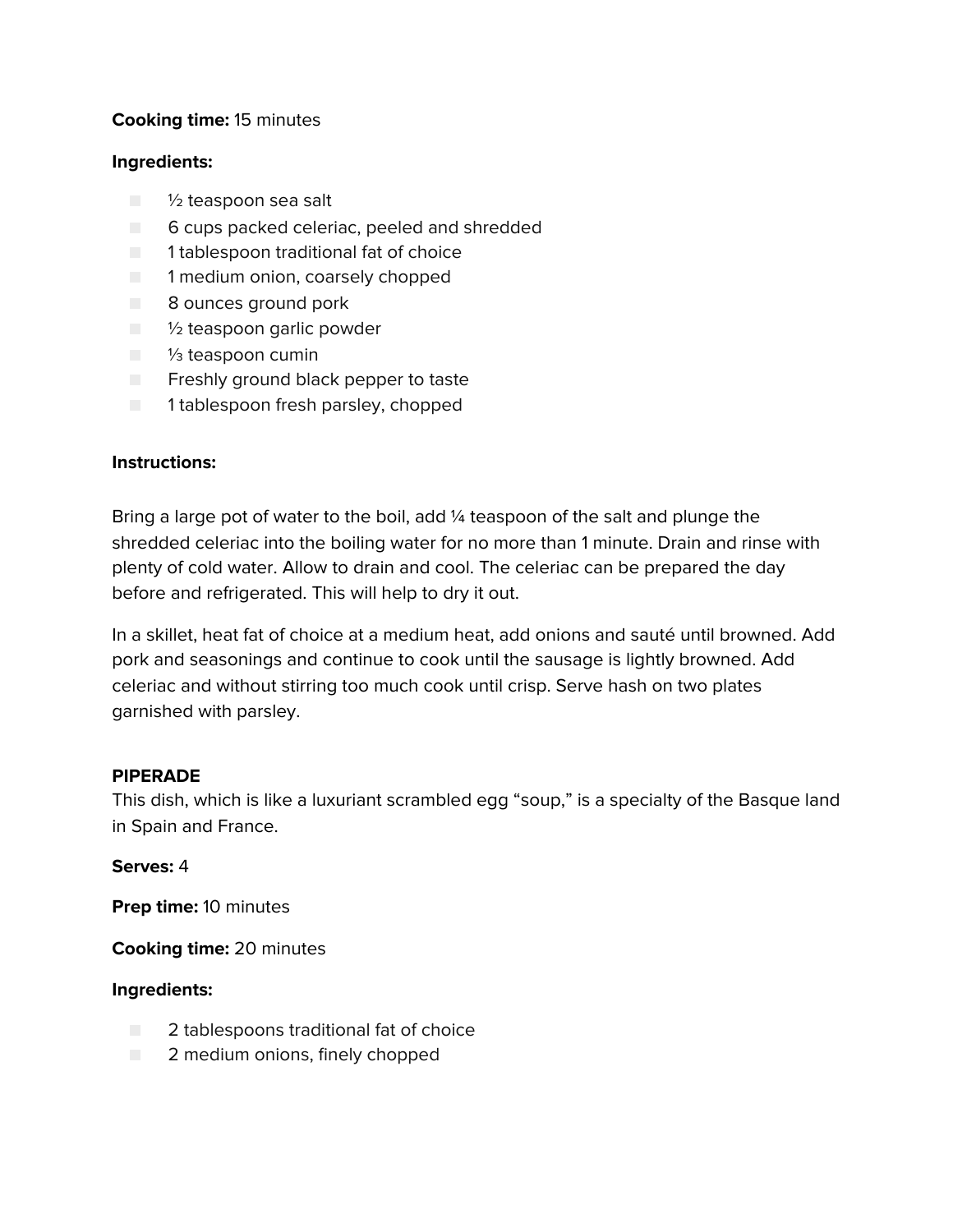**Cooking time:** 15 minutes

**Ingredients:**

- ½ teaspoon sea salt
- 6 cups packed celeriac, peeled and shredded
- 1 tablespoon traditional fat of choice
- 1 medium onion, coarsely chopped
- 8 ounces ground pork
- ½ teaspoon garlic powder
- ⅓ teaspoon cumin
- Freshly ground black pepper to taste
- 1 tablespoon fresh parsley, chopped

**Instructions:**

Bring a large pot of water to the boil, add ¼ teaspoon of the salt and plunge the shredded celeriac into the boiling water for no more than 1 minute. Drain and rinse with plenty of cold water. Allow to drain and cool. The celeriac can be prepared the day before and refrigerated. This will help to dry it out.

In a skillet, heat fat of choice at a medium heat, add onions and sauté until browned. Add pork and seasonings and continue to cook until the sausage is lightly browned. Add celeriac and without stirring too much cook until crisp. Serve hash on two plates garnished with parsley.

## PIPERADE

This dish, which is like a luxuriant scrambled egg "soup," is a specialty of the Basque land in Spain and France.

**Serves:** 4

**Prep time:** 10 minutes

**Cooking time:** 20 minutes

**Ingredients:**

- 2 tablespoons traditional fat of choice
- 2 medium onions, finely chopped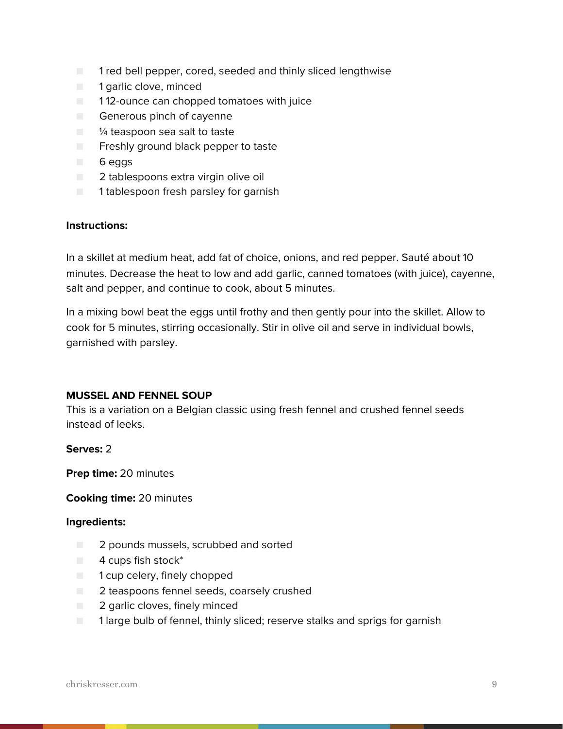- 1 red bell pepper, cored, seeded and thinly sliced lengthwise
- 1 garlic clove, minced
- 1 12-ounce can chopped tomatoes with juice
- Generous pinch of cayenne
- ¼ teaspoon sea salt to taste
- Freshly ground black pepper to taste
- 6 eggs
- 2 tablespoons extra virgin olive oil
- 1 tablespoon fresh parsley for garnish

**Instructions:**

In a skillet at medium heat, add fat of choice, onions, and red pepper. Sauté about 10 minutes. Decrease the heat to low and add garlic, canned tomatoes (with juice), cayenne, salt and pepper, and continue to cook, about 5 minutes.

In a mixing bowl beat the eggs until frothy and then gently pour into the skillet. Allow to cook for 5 minutes, stirring occasionally. Stir in olive oil and serve in individual bowls, garnished with parsley.

### MUSSEL AND FENNEL SOUP

This is a variation on a Belgian classic using fresh fennel and crushed fennel seeds instead of leeks.

**Serves:** 2

**Prep time:** 20 minutes

**Cooking time:** 20 minutes

**Ingredients:**

- 2 pounds mussels, scrubbed and sorted
- 4 cups fish stock*
- 1 cup celery, finely chopped
- 2 teaspoons fennel seeds, coarsely crushed
- 2 garlic cloves, finely minced
- 1 large bulb of fennel, thinly sliced; reserve stalks and sprigs for garnish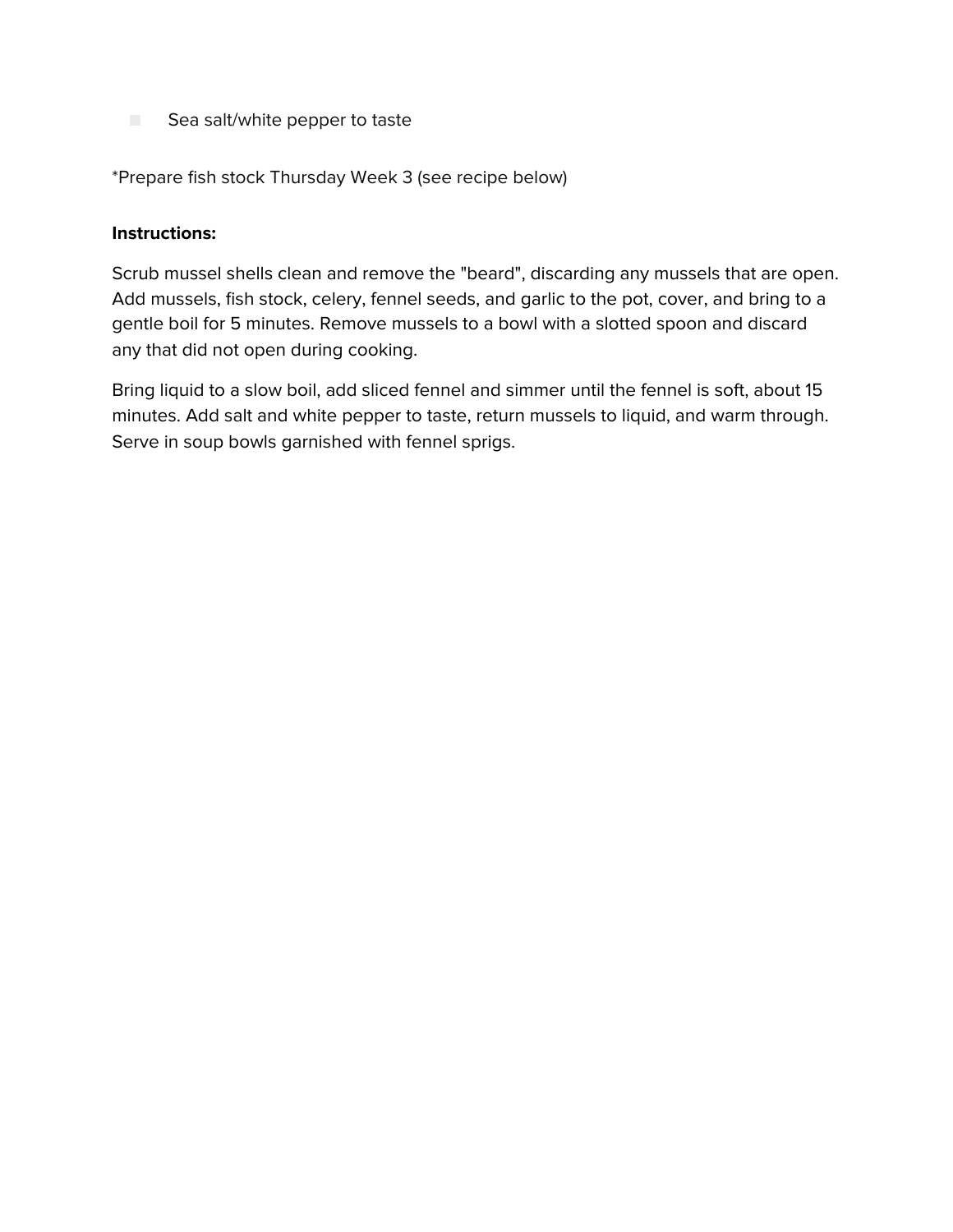- Sea salt/white pepper to taste

*Prepare fish stock Thursday Week 3 (see recipe below)

**Instructions:**

Scrub mussel shells clean and remove the "beard", discarding any mussels that are open. Add mussels, fish stock, celery, fennel seeds, and garlic to the pot, cover, and bring to a gentle boil for 5 minutes. Remove mussels to a bowl with a slotted spoon and discard any that did not open during cooking.

Bring liquid to a slow boil, add sliced fennel and simmer until the fennel is soft, about 15 minutes. Add salt and white pepper to taste, return mussels to liquid, and warm through. Serve in soup bowls garnished with fennel sprigs.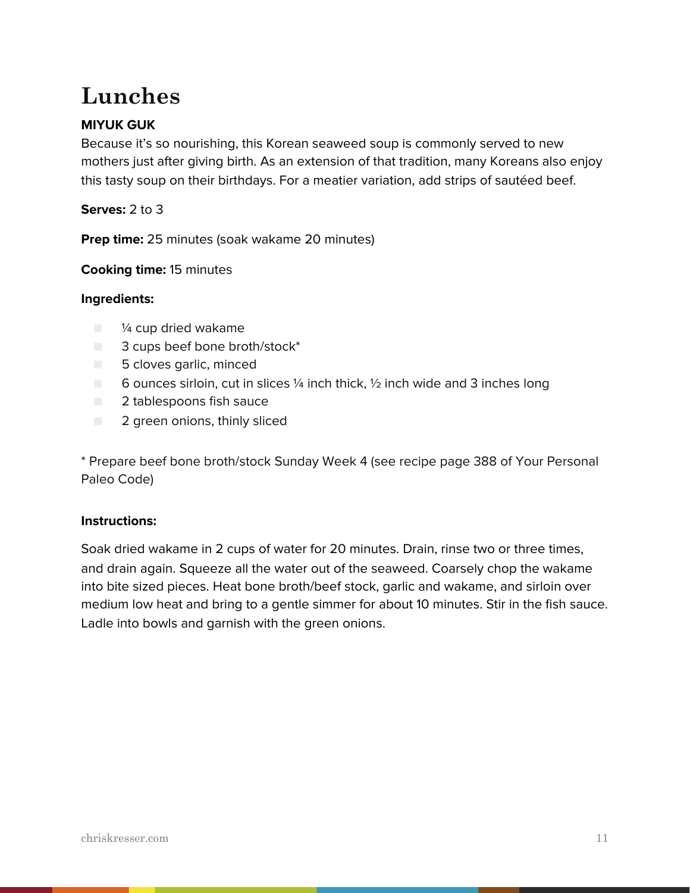# Lunches

**MIYUK GUK**

Because it's so nourishing, this Korean seaweed soup is commonly served to new mothers just after giving birth. As an extension of that tradition, many Koreans also enjoy this tasty soup on their birthdays. For a meatier variation, add strips of sautéed beef.

**Serves:** 2 to 3

**Prep time:** 25 minutes (soak wakame 20 minutes)

**Cooking time:** 15 minutes

**Ingredients:**

- ¼ cup dried wakame
- 3 cups beef bone broth/stock*
- 5 cloves garlic, minced
- 6 ounces sirloin, cut in slices ¼ inch thick, ½ inch wide and 3 inches long
- 2 tablespoons fish sauce
- 2 green onions, thinly sliced

* Prepare beef bone broth/stock Sunday Week 4 (see recipe page 388 of Your Personal Paleo Code)

**Instructions:**

Soak dried wakame in 2 cups of water for 20 minutes. Drain, rinse two or three times, and drain again. Squeeze all the water out of the seaweed. Coarsely chop the wakame into bite sized pieces. Heat bone broth/beef stock, garlic and wakame, and sirloin over medium low heat and bring to a gentle simmer for about 10 minutes. Stir in the fish sauce. Ladle into bowls and garnish with the green onions.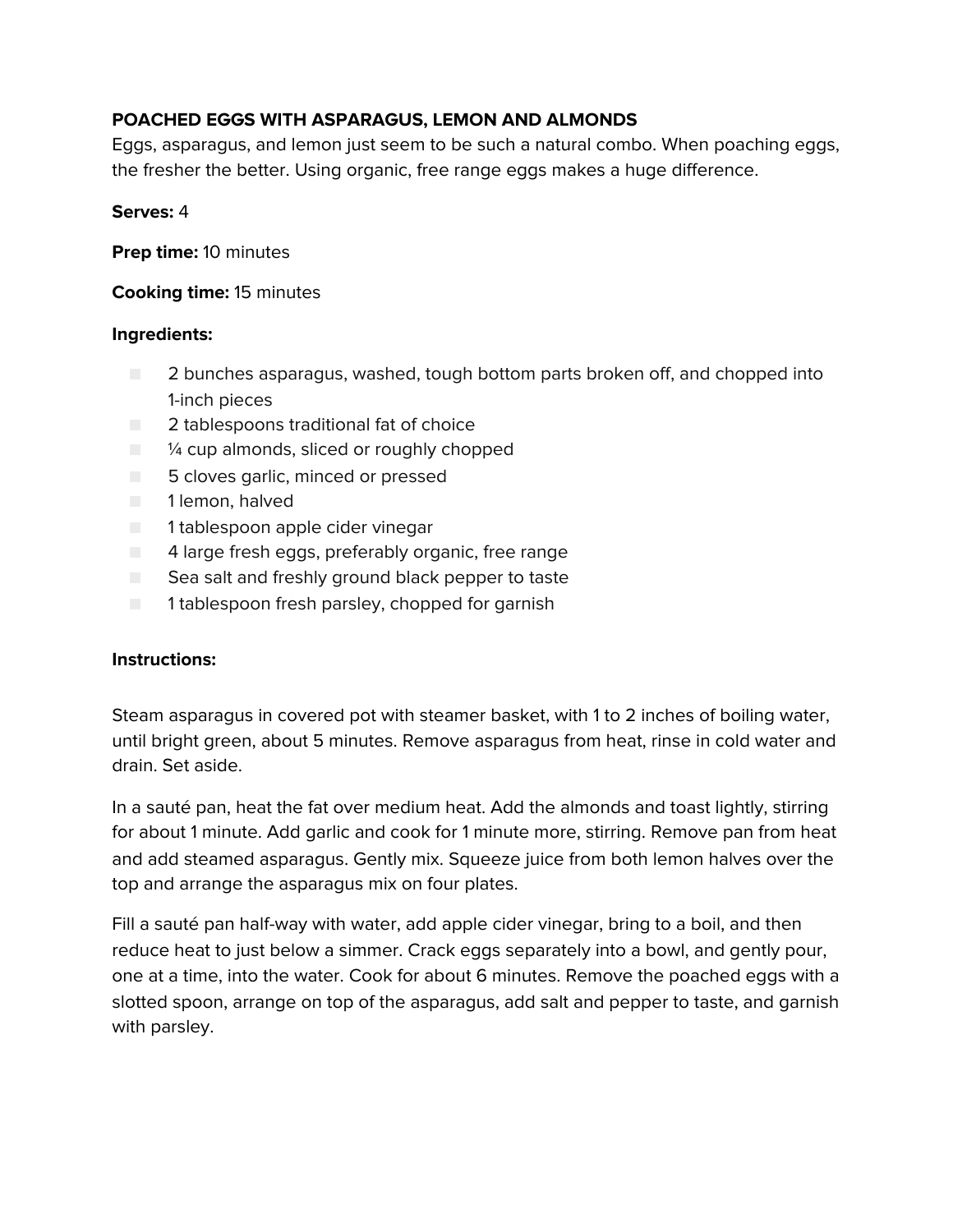## POACHED EGGS WITH ASPARAGUS, LEMON AND ALMONDS

Eggs, asparagus, and lemon just seem to be such a natural combo. When poaching eggs, the fresher the better. Using organic, free range eggs makes a huge difference.

**Serves:** 4

**Prep time:** 10 minutes

**Cooking time:** 15 minutes

**Ingredients:**

- 2 bunches asparagus, washed, tough bottom parts broken off, and chopped into 1-inch pieces
- 2 tablespoons traditional fat of choice
- ¼ cup almonds, sliced or roughly chopped
- 5 cloves garlic, minced or pressed
- 1 lemon, halved
- 1 tablespoon apple cider vinegar
- 4 large fresh eggs, preferably organic, free range
- Sea salt and freshly ground black pepper to taste
- 1 tablespoon fresh parsley, chopped for garnish

**Instructions:**

Steam asparagus in covered pot with steamer basket, with 1 to 2 inches of boiling water, until bright green, about 5 minutes. Remove asparagus from heat, rinse in cold water and drain. Set aside.

In a sauté pan, heat the fat over medium heat. Add the almonds and toast lightly, stirring for about 1 minute. Add garlic and cook for 1 minute more, stirring. Remove pan from heat and add steamed asparagus. Gently mix. Squeeze juice from both lemon halves over the top and arrange the asparagus mix on four plates.

Fill a sauté pan half-way with water, add apple cider vinegar, bring to a boil, and then reduce heat to just below a simmer. Crack eggs separately into a bowl, and gently pour, one at a time, into the water. Cook for about 6 minutes. Remove the poached eggs with a slotted spoon, arrange on top of the asparagus, add salt and pepper to taste, and garnish with parsley.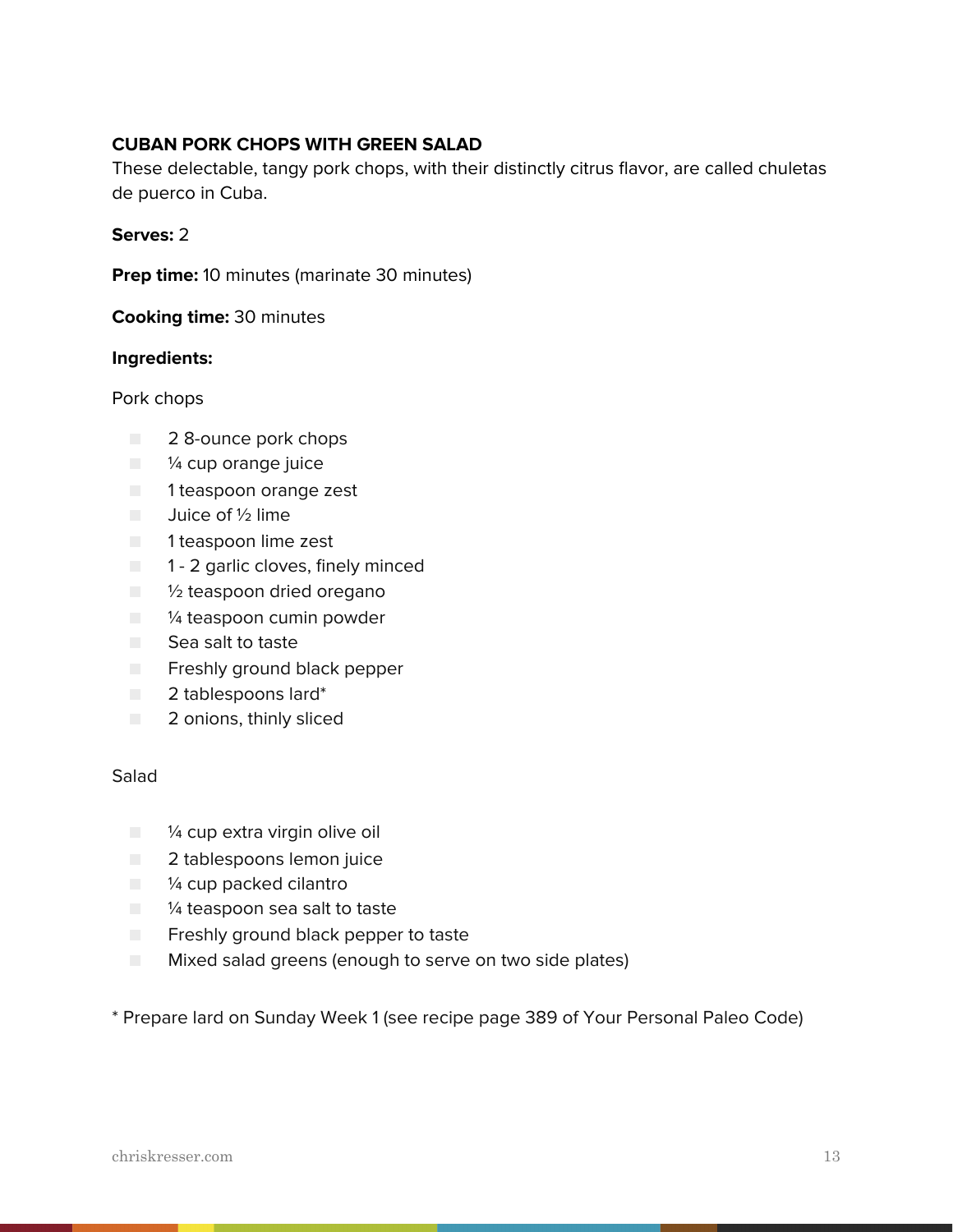**CUBAN PORK CHOPS WITH GREEN SALAD**

These delectable, tangy pork chops, with their distinctly citrus flavor, are called chuletas de puerco in Cuba.

**Serves:** 2

**Prep time:** 10 minutes (marinate 30 minutes)

**Cooking time:** 30 minutes

**Ingredients:**

Pork chops

- 2 8-ounce pork chops
- ¼ cup orange juice
- 1 teaspoon orange zest
- Juice of ½ lime
- 1 teaspoon lime zest
- 1 - 2 garlic cloves, finely minced
- ½ teaspoon dried oregano
- ¼ teaspoon cumin powder
- Sea salt to taste
- Freshly ground black pepper
- 2 tablespoons lard*
- 2 onions, thinly sliced

Salad

- ¼ cup extra virgin olive oil
- 2 tablespoons lemon juice
- ¼ cup packed cilantro
- ¼ teaspoon sea salt to taste
- Freshly ground black pepper to taste
- Mixed salad greens (enough to serve on two side plates)

* Prepare lard on Sunday Week 1 (see recipe page 389 of Your Personal Paleo Code)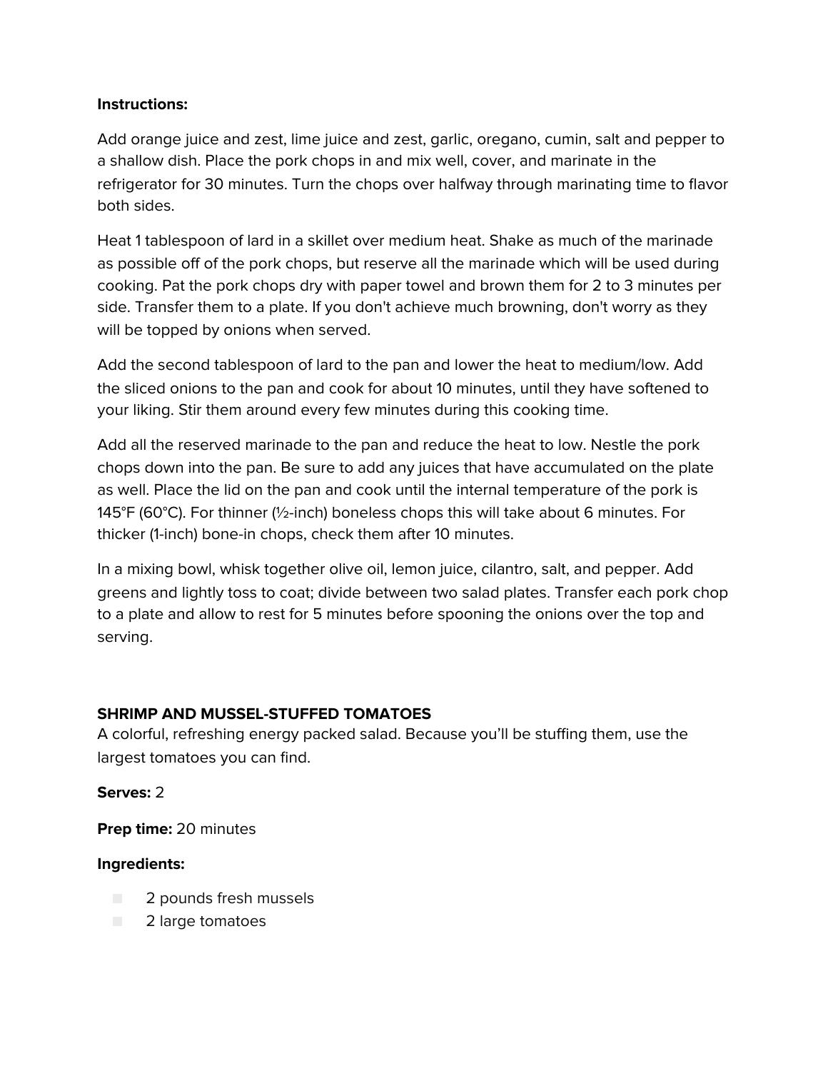**Instructions:**

Add orange juice and zest, lime juice and zest, garlic, oregano, cumin, salt and pepper to a shallow dish. Place the pork chops in and mix well, cover, and marinate in the refrigerator for 30 minutes. Turn the chops over halfway through marinating time to flavor both sides.

Heat 1 tablespoon of lard in a skillet over medium heat. Shake as much of the marinade as possible off of the pork chops, but reserve all the marinade which will be used during cooking. Pat the pork chops dry with paper towel and brown them for 2 to 3 minutes per side. Transfer them to a plate. If you don't achieve much browning, don't worry as they will be topped by onions when served.

Add the second tablespoon of lard to the pan and lower the heat to medium/low. Add the sliced onions to the pan and cook for about 10 minutes, until they have softened to your liking. Stir them around every few minutes during this cooking time.

Add all the reserved marinade to the pan and reduce the heat to low. Nestle the pork chops down into the pan. Be sure to add any juices that have accumulated on the plate as well. Place the lid on the pan and cook until the internal temperature of the pork is 145°F (60°C). For thinner (½-inch) boneless chops this will take about 6 minutes. For thicker (1-inch) bone-in chops, check them after 10 minutes.

In a mixing bowl, whisk together olive oil, lemon juice, cilantro, salt, and pepper. Add greens and lightly toss to coat; divide between two salad plates. Transfer each pork chop to a plate and allow to rest for 5 minutes before spooning the onions over the top and serving.

## SHRIMP AND MUSSEL-STUFFED TOMATOES

A colorful, refreshing energy packed salad. Because you'll be stuffing them, use the largest tomatoes you can find.

**Serves:** 2

**Prep time:** 20 minutes

**Ingredients:**

- 2 pounds fresh mussels
- 2 large tomatoes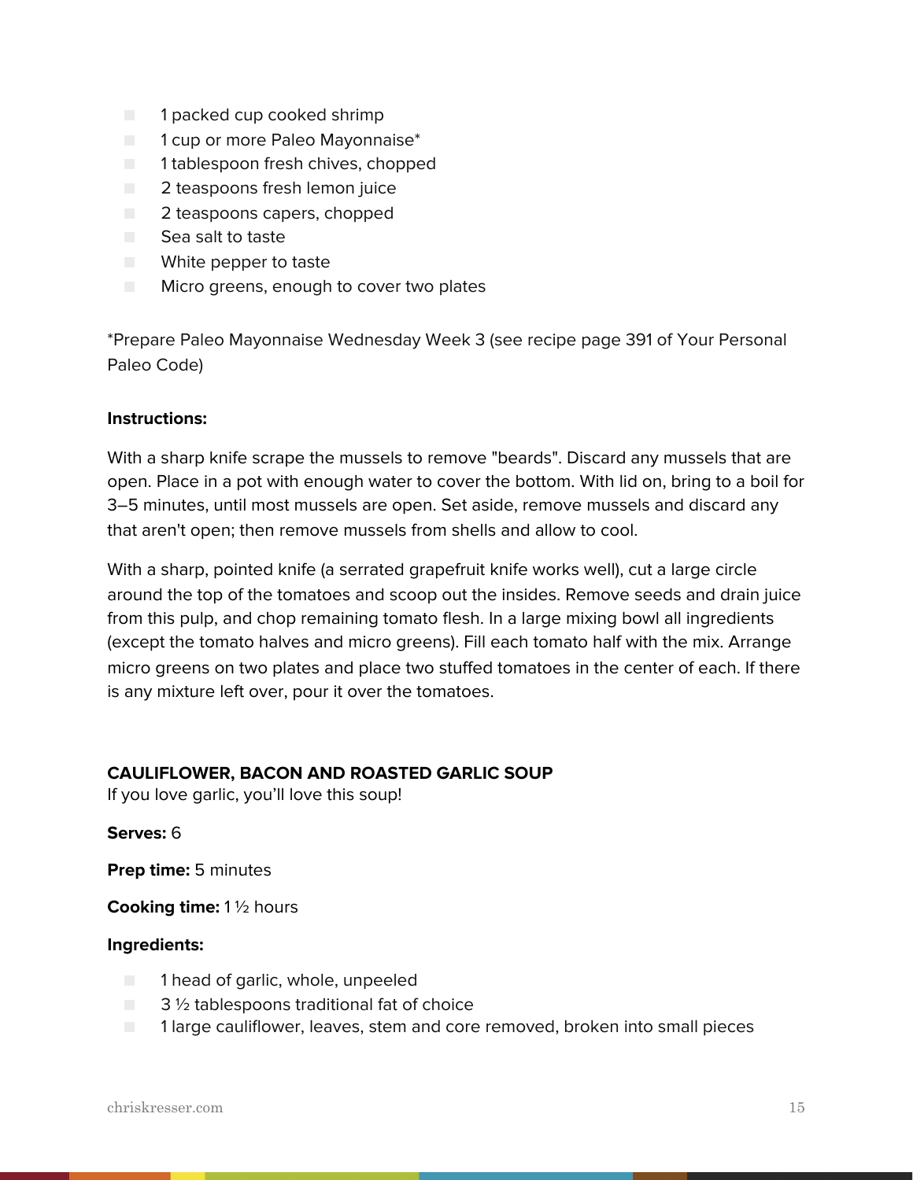- 1 packed cup cooked shrimp
- 1 cup or more Paleo Mayonnaise*
- 1 tablespoon fresh chives, chopped
- 2 teaspoons fresh lemon juice
- 2 teaspoons capers, chopped
- Sea salt to taste
- White pepper to taste
- Micro greens, enough to cover two plates

*Prepare Paleo Mayonnaise Wednesday Week 3 (see recipe page 391 of Your Personal Paleo Code)

**Instructions:**

With a sharp knife scrape the mussels to remove "beards". Discard any mussels that are open. Place in a pot with enough water to cover the bottom. With lid on, bring to a boil for 3–5 minutes, until most mussels are open. Set aside, remove mussels and discard any that aren't open; then remove mussels from shells and allow to cool.

With a sharp, pointed knife (a serrated grapefruit knife works well), cut a large circle around the top of the tomatoes and scoop out the insides. Remove seeds and drain juice from this pulp, and chop remaining tomato flesh. In a large mixing bowl all ingredients (except the tomato halves and micro greens). Fill each tomato half with the mix. Arrange micro greens on two plates and place two stuffed tomatoes in the center of each. If there is any mixture left over, pour it over the tomatoes.

**CAULIFLOWER, BACON AND ROASTED GARLIC SOUP**
If you love garlic, you'll love this soup!

**Serves:** 6

**Prep time:** 5 minutes

**Cooking time:** 1 ½ hours

**Ingredients:**

- 1 head of garlic, whole, unpeeled
- 3 ½ tablespoons traditional fat of choice
- 1 large cauliflower, leaves, stem and core removed, broken into small pieces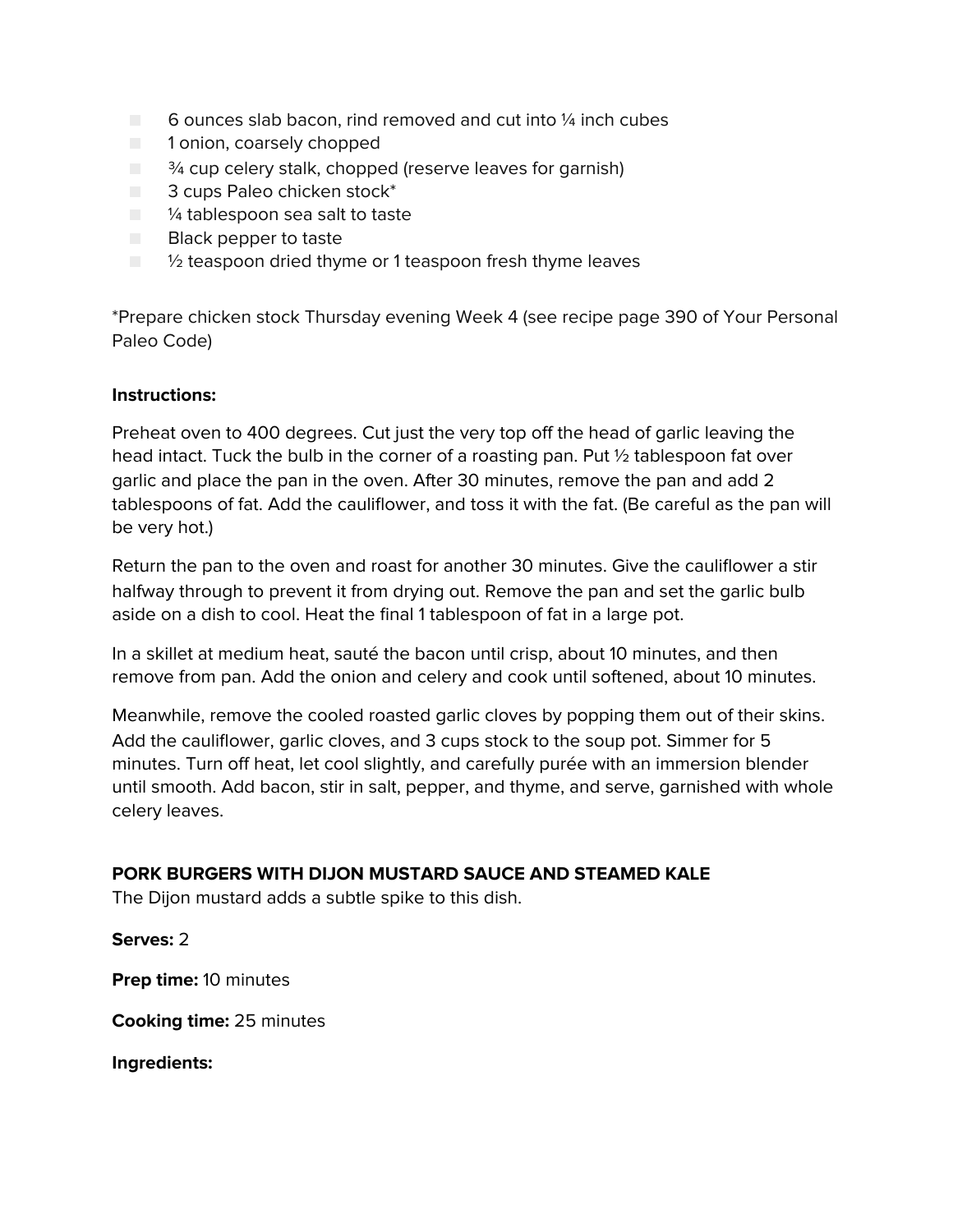- 6 ounces slab bacon, rind removed and cut into ¼ inch cubes
- 1 onion, coarsely chopped
- ¾ cup celery stalk, chopped (reserve leaves for garnish)
- 3 cups Paleo chicken stock*
- ¼ tablespoon sea salt to taste
- Black pepper to taste
- ½ teaspoon dried thyme or 1 teaspoon fresh thyme leaves

*Prepare chicken stock Thursday evening Week 4 (see recipe page 390 of Your Personal Paleo Code)

**Instructions:**

Preheat oven to 400 degrees. Cut just the very top off the head of garlic leaving the head intact. Tuck the bulb in the corner of a roasting pan. Put ½ tablespoon fat over garlic and place the pan in the oven. After 30 minutes, remove the pan and add 2 tablespoons of fat. Add the cauliflower, and toss it with the fat. (Be careful as the pan will be very hot.)

Return the pan to the oven and roast for another 30 minutes. Give the cauliflower a stir halfway through to prevent it from drying out. Remove the pan and set the garlic bulb aside on a dish to cool. Heat the final 1 tablespoon of fat in a large pot.

In a skillet at medium heat, sauté the bacon until crisp, about 10 minutes, and then remove from pan. Add the onion and celery and cook until softened, about 10 minutes.

Meanwhile, remove the cooled roasted garlic cloves by popping them out of their skins. Add the cauliflower, garlic cloves, and 3 cups stock to the soup pot. Simmer for 5 minutes. Turn off heat, let cool slightly, and carefully purée with an immersion blender until smooth. Add bacon, stir in salt, pepper, and thyme, and serve, garnished with whole celery leaves.

## PORK BURGERS WITH DIJON MUSTARD SAUCE AND STEAMED KALE

The Dijon mustard adds a subtle spike to this dish.

**Serves:** 2

**Prep time:** 10 minutes

**Cooking time:** 25 minutes

**Ingredients:**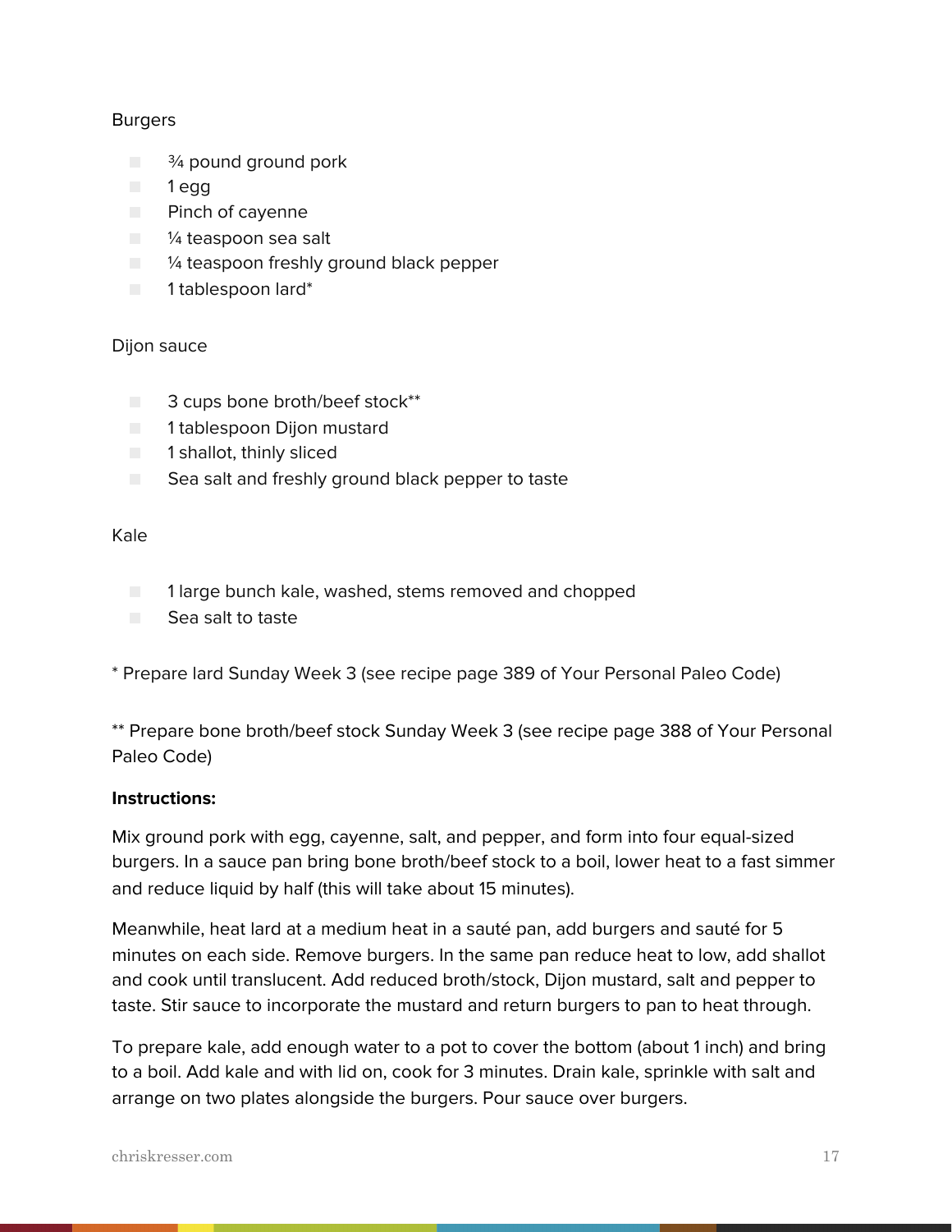Burgers

- ¾ pound ground pork
- 1 egg
- Pinch of cayenne
- ¼ teaspoon sea salt
- ¼ teaspoon freshly ground black pepper
- 1 tablespoon lard*

Dijon sauce

- 3 cups bone broth/beef stock**
- 1 tablespoon Dijon mustard
- 1 shallot, thinly sliced
- Sea salt and freshly ground black pepper to taste

Kale

- 1 large bunch kale, washed, stems removed and chopped
- Sea salt to taste

* Prepare lard Sunday Week 3 (see recipe page 389 of Your Personal Paleo Code)

** Prepare bone broth/beef stock Sunday Week 3 (see recipe page 388 of Your Personal Paleo Code)

**Instructions:**

Mix ground pork with egg, cayenne, salt, and pepper, and form into four equal-sized burgers. In a sauce pan bring bone broth/beef stock to a boil, lower heat to a fast simmer and reduce liquid by half (this will take about 15 minutes).

Meanwhile, heat lard at a medium heat in a sauté pan, add burgers and sauté for 5 minutes on each side. Remove burgers. In the same pan reduce heat to low, add shallot and cook until translucent. Add reduced broth/stock, Dijon mustard, salt and pepper to taste. Stir sauce to incorporate the mustard and return burgers to pan to heat through.

To prepare kale, add enough water to a pot to cover the bottom (about 1 inch) and bring to a boil. Add kale and with lid on, cook for 3 minutes. Drain kale, sprinkle with salt and arrange on two plates alongside the burgers. Pour sauce over burgers.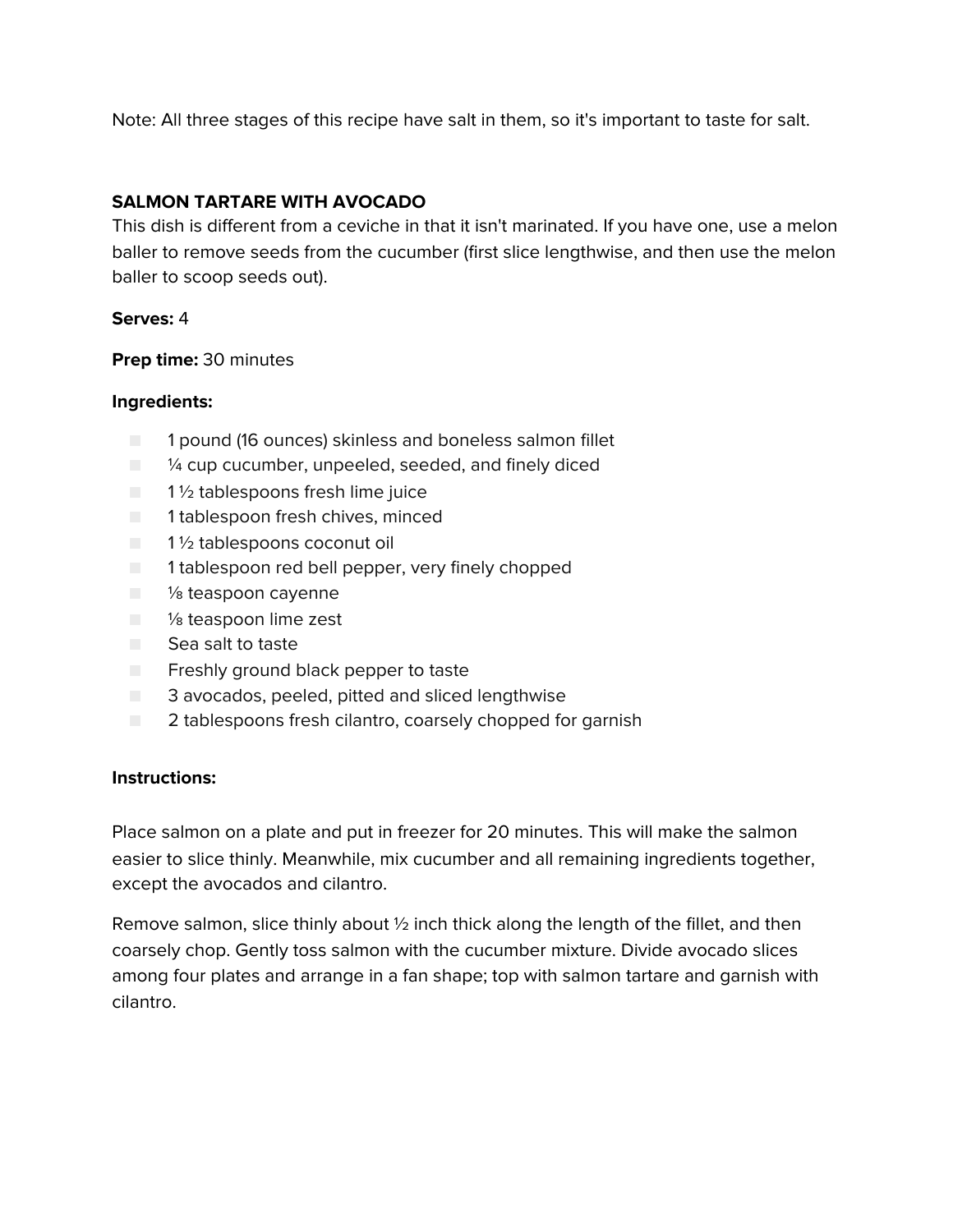Note: All three stages of this recipe have salt in them, so it's important to taste for salt.

## SALMON TARTARE WITH AVOCADO

This dish is different from a ceviche in that it isn't marinated. If you have one, use a melon baller to remove seeds from the cucumber (first slice lengthwise, and then use the melon baller to scoop seeds out).

**Serves:** 4

**Prep time:** 30 minutes

**Ingredients:**

- 1 pound (16 ounces) skinless and boneless salmon fillet
- ¼ cup cucumber, unpeeled, seeded, and finely diced
- 1 ½ tablespoons fresh lime juice
- 1 tablespoon fresh chives, minced
- 1 ½ tablespoons coconut oil
- 1 tablespoon red bell pepper, very finely chopped
- ⅛ teaspoon cayenne
- ⅛ teaspoon lime zest
- Sea salt to taste
- Freshly ground black pepper to taste
- 3 avocados, peeled, pitted and sliced lengthwise
- 2 tablespoons fresh cilantro, coarsely chopped for garnish

**Instructions:**

Place salmon on a plate and put in freezer for 20 minutes. This will make the salmon easier to slice thinly. Meanwhile, mix cucumber and all remaining ingredients together, except the avocados and cilantro.

Remove salmon, slice thinly about ½ inch thick along the length of the fillet, and then coarsely chop. Gently toss salmon with the cucumber mixture. Divide avocado slices among four plates and arrange in a fan shape; top with salmon tartare and garnish with cilantro.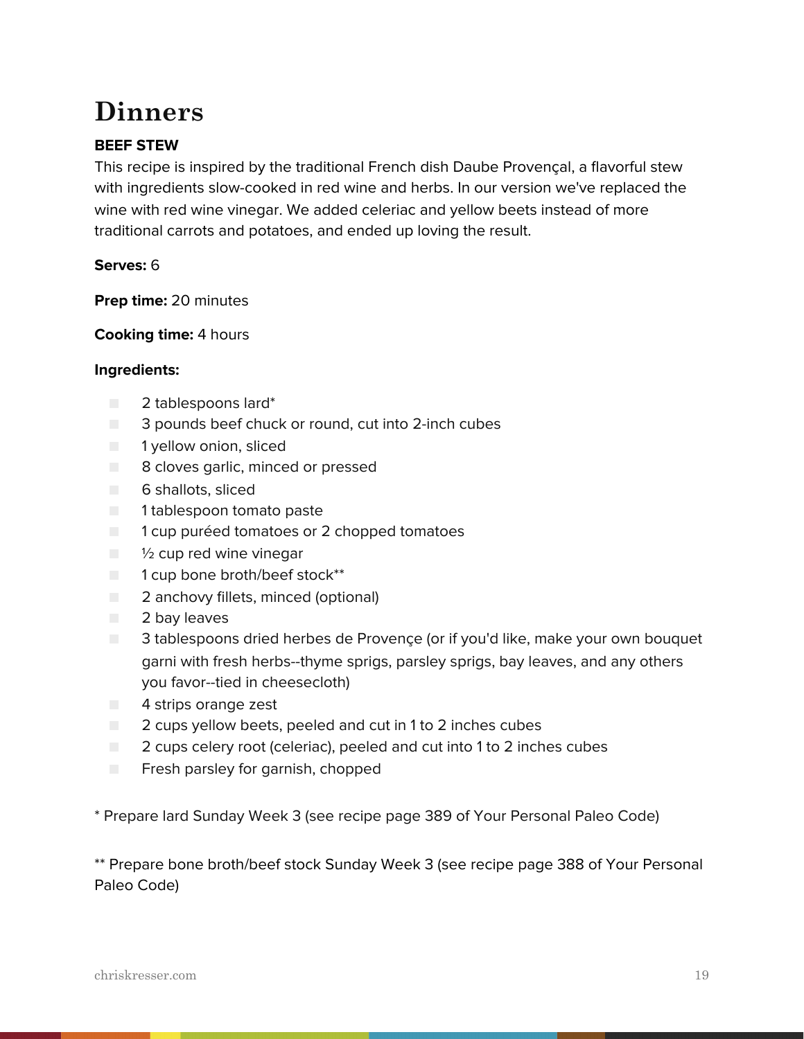# Dinners

**BEEF STEW**

This recipe is inspired by the traditional French dish Daube Provençal, a flavorful stew with ingredients slow-cooked in red wine and herbs. In our version we've replaced the wine with red wine vinegar. We added celeriac and yellow beets instead of more traditional carrots and potatoes, and ended up loving the result.

**Serves:** 6

**Prep time:** 20 minutes

**Cooking time:** 4 hours

**Ingredients:**

- 2 tablespoons lard*
- 3 pounds beef chuck or round, cut into 2-inch cubes
- 1 yellow onion, sliced
- 8 cloves garlic, minced or pressed
- 6 shallots, sliced
- 1 tablespoon tomato paste
- 1 cup puréed tomatoes or 2 chopped tomatoes
- ½ cup red wine vinegar
- 1 cup bone broth/beef stock**
- 2 anchovy fillets, minced (optional)
- 2 bay leaves
- 3 tablespoons dried herbes de Provençe (or if you'd like, make your own bouquet garni with fresh herbs--thyme sprigs, parsley sprigs, bay leaves, and any others you favor--tied in cheesecloth)
- 4 strips orange zest
- 2 cups yellow beets, peeled and cut in 1 to 2 inches cubes
- 2 cups celery root (celeriac), peeled and cut into 1 to 2 inches cubes
- Fresh parsley for garnish, chopped

* Prepare lard Sunday Week 3 (see recipe page 389 of Your Personal Paleo Code)

** Prepare bone broth/beef stock Sunday Week 3 (see recipe page 388 of Your Personal Paleo Code)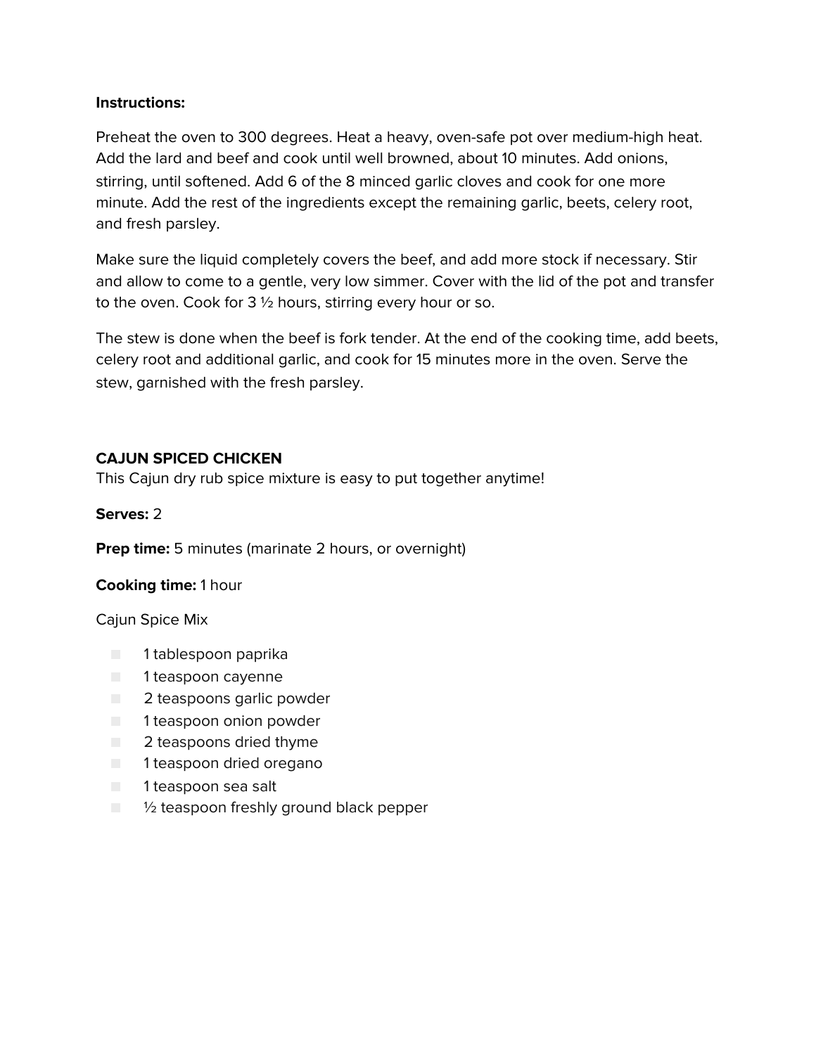**Instructions:**

Preheat the oven to 300 degrees. Heat a heavy, oven-safe pot over medium-high heat. Add the lard and beef and cook until well browned, about 10 minutes. Add onions, stirring, until softened. Add 6 of the 8 minced garlic cloves and cook for one more minute. Add the rest of the ingredients except the remaining garlic, beets, celery root, and fresh parsley.

Make sure the liquid completely covers the beef, and add more stock if necessary. Stir and allow to come to a gentle, very low simmer. Cover with the lid of the pot and transfer to the oven. Cook for 3 ½ hours, stirring every hour or so.

The stew is done when the beef is fork tender. At the end of the cooking time, add beets, celery root and additional garlic, and cook for 15 minutes more in the oven. Serve the stew, garnished with the fresh parsley.

## CAJUN SPICED CHICKEN

This Cajun dry rub spice mixture is easy to put together anytime!

**Serves:** 2

**Prep time:** 5 minutes (marinate 2 hours, or overnight)

**Cooking time:** 1 hour

Cajun Spice Mix

- 1 tablespoon paprika
- 1 teaspoon cayenne
- 2 teaspoons garlic powder
- 1 teaspoon onion powder
- 2 teaspoons dried thyme
- 1 teaspoon dried oregano
- 1 teaspoon sea salt
- ½ teaspoon freshly ground black pepper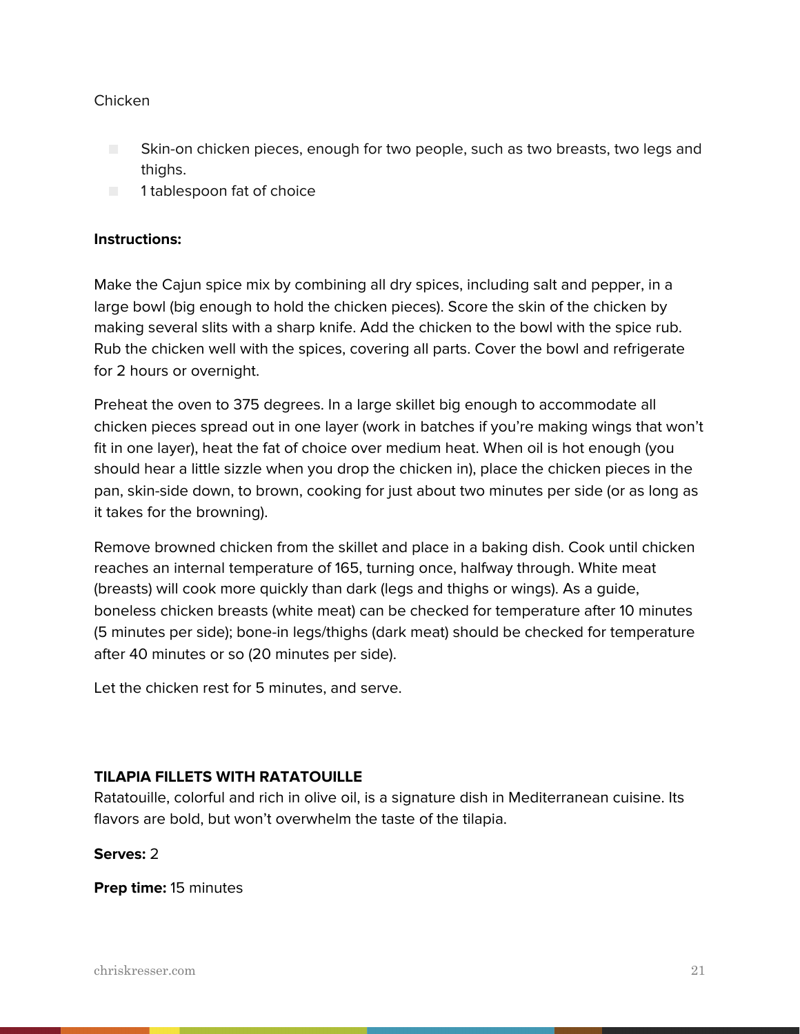Chicken

- Skin-on chicken pieces, enough for two people, such as two breasts, two legs and thighs.
- 1 tablespoon fat of choice

**Instructions:**

Make the Cajun spice mix by combining all dry spices, including salt and pepper, in a large bowl (big enough to hold the chicken pieces). Score the skin of the chicken by making several slits with a sharp knife. Add the chicken to the bowl with the spice rub. Rub the chicken well with the spices, covering all parts. Cover the bowl and refrigerate for 2 hours or overnight.

Preheat the oven to 375 degrees. In a large skillet big enough to accommodate all chicken pieces spread out in one layer (work in batches if you're making wings that won't fit in one layer), heat the fat of choice over medium heat. When oil is hot enough (you should hear a little sizzle when you drop the chicken in), place the chicken pieces in the pan, skin-side down, to brown, cooking for just about two minutes per side (or as long as it takes for the browning).

Remove browned chicken from the skillet and place in a baking dish. Cook until chicken reaches an internal temperature of 165, turning once, halfway through. White meat (breasts) will cook more quickly than dark (legs and thighs or wings). As a guide, boneless chicken breasts (white meat) can be checked for temperature after 10 minutes (5 minutes per side); bone-in legs/thighs (dark meat) should be checked for temperature after 40 minutes or so (20 minutes per side).

Let the chicken rest for 5 minutes, and serve.

## TILAPIA FILLETS WITH RATATOUILLE

Ratatouille, colorful and rich in olive oil, is a signature dish in Mediterranean cuisine. Its flavors are bold, but won't overwhelm the taste of the tilapia.

**Serves:** 2

**Prep time:** 15 minutes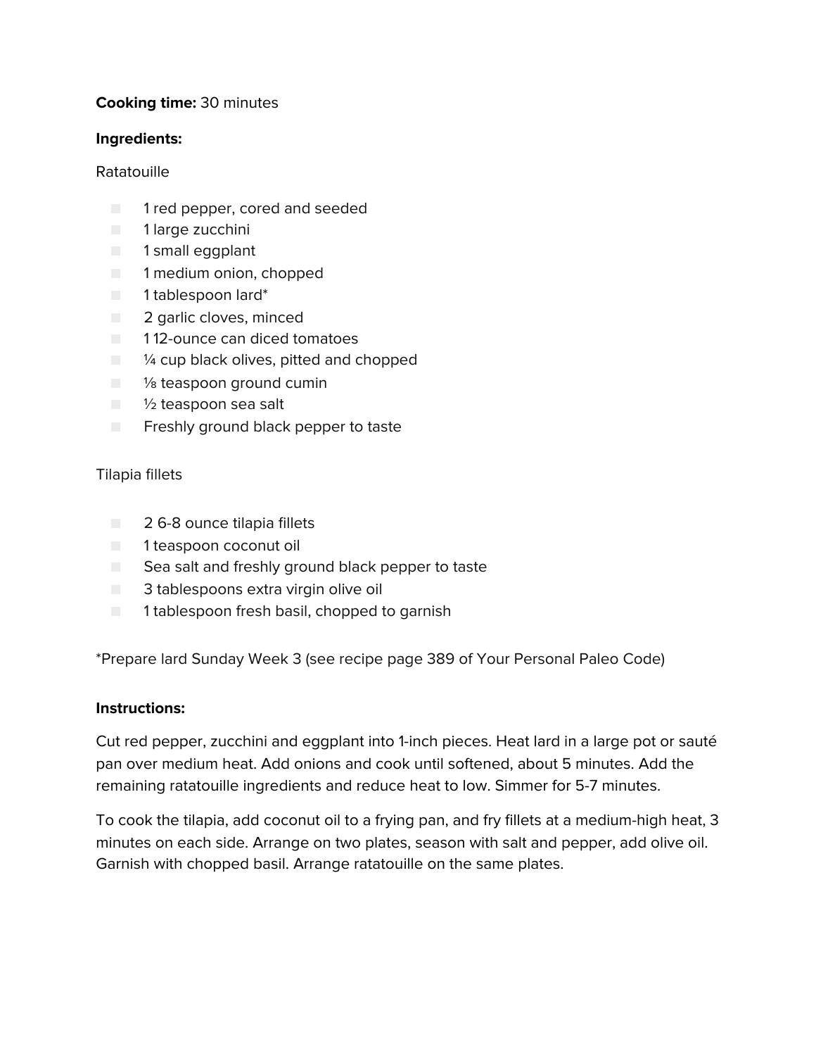**Cooking time:** 30 minutes

**Ingredients:**

Ratatouille

- 1 red pepper, cored and seeded
- 1 large zucchini
- 1 small eggplant
- 1 medium onion, chopped
- 1 tablespoon lard*
- 2 garlic cloves, minced
- 1 12-ounce can diced tomatoes
- ¼ cup black olives, pitted and chopped
- ⅛ teaspoon ground cumin
- ½ teaspoon sea salt
- Freshly ground black pepper to taste

Tilapia fillets

- 2 6-8 ounce tilapia fillets
- 1 teaspoon coconut oil
- Sea salt and freshly ground black pepper to taste
- 3 tablespoons extra virgin olive oil
- 1 tablespoon fresh basil, chopped to garnish

*Prepare lard Sunday Week 3 (see recipe page 389 of Your Personal Paleo Code)

**Instructions:**

Cut red pepper, zucchini and eggplant into 1-inch pieces. Heat lard in a large pot or sauté pan over medium heat. Add onions and cook until softened, about 5 minutes. Add the remaining ratatouille ingredients and reduce heat to low. Simmer for 5-7 minutes.

To cook the tilapia, add coconut oil to a frying pan, and fry fillets at a medium-high heat, 3 minutes on each side. Arrange on two plates, season with salt and pepper, add olive oil. Garnish with chopped basil. Arrange ratatouille on the same plates.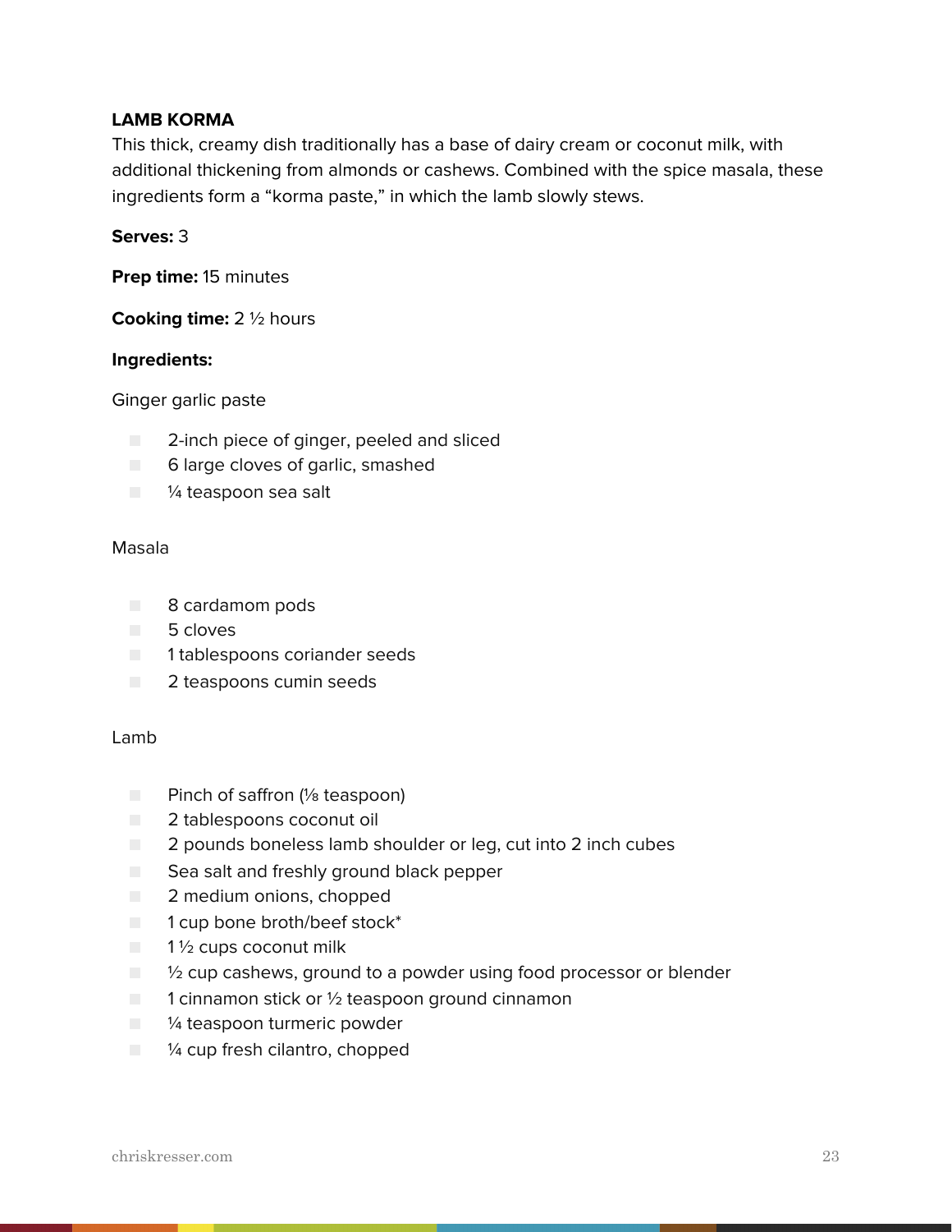**LAMB KORMA**

This thick, creamy dish traditionally has a base of dairy cream or coconut milk, with additional thickening from almonds or cashews. Combined with the spice masala, these ingredients form a "korma paste," in which the lamb slowly stews.

**Serves:** 3

**Prep time:** 15 minutes

**Cooking time:** 2 ½ hours

**Ingredients:**

Ginger garlic paste

- 2-inch piece of ginger, peeled and sliced
- 6 large cloves of garlic, smashed
- ¼ teaspoon sea salt

Masala

- 8 cardamom pods
- 5 cloves
- 1 tablespoons coriander seeds
- 2 teaspoons cumin seeds

Lamb

- Pinch of saffron (⅛ teaspoon)
- 2 tablespoons coconut oil
- 2 pounds boneless lamb shoulder or leg, cut into 2 inch cubes
- Sea salt and freshly ground black pepper
- 2 medium onions, chopped
- 1 cup bone broth/beef stock*
- 1 ½ cups coconut milk
- ½ cup cashews, ground to a powder using food processor or blender
- 1 cinnamon stick or ½ teaspoon ground cinnamon
- ¼ teaspoon turmeric powder
- ¼ cup fresh cilantro, chopped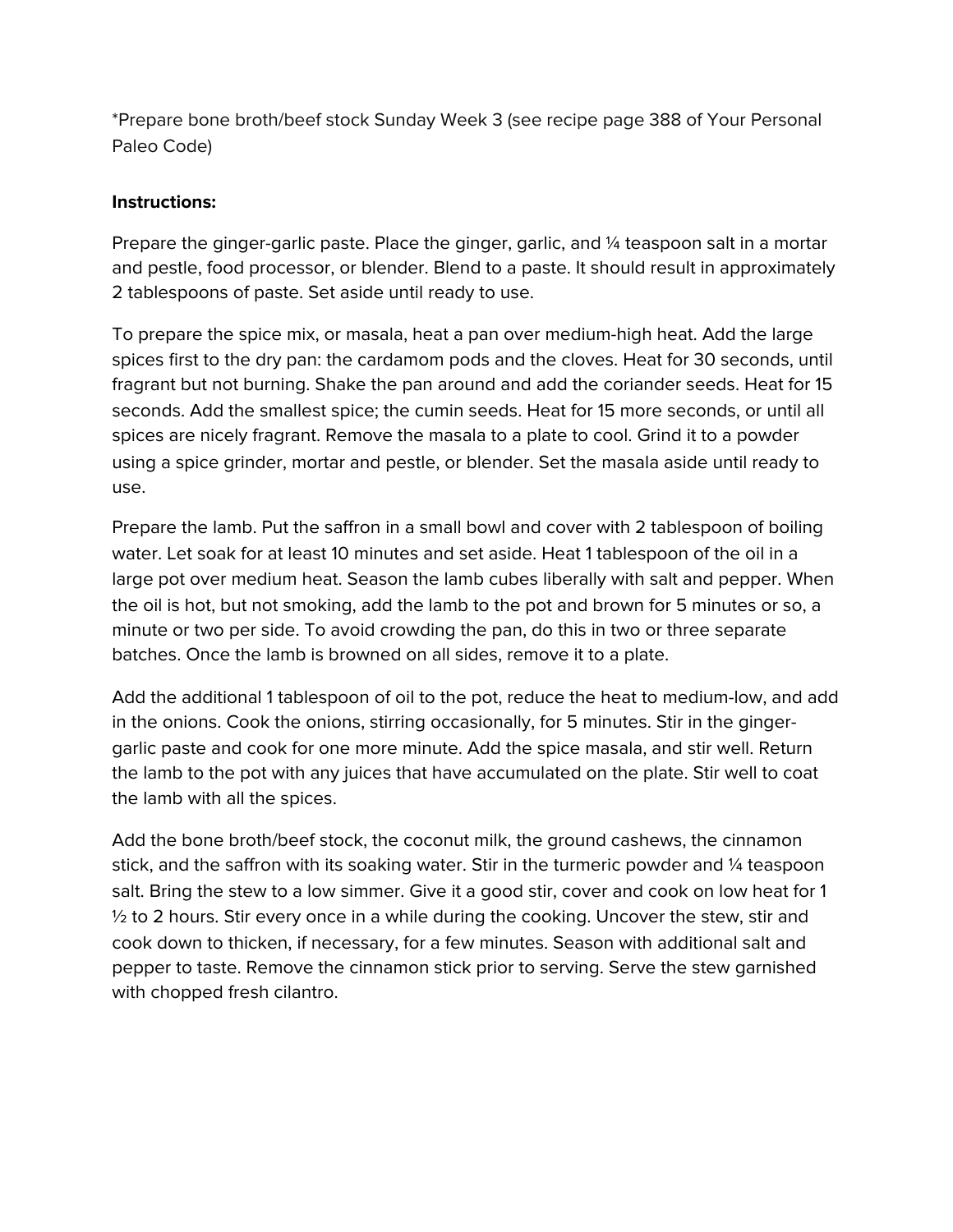*Prepare bone broth/beef stock Sunday Week 3 (see recipe page 388 of Your Personal Paleo Code)

**Instructions:**

Prepare the ginger-garlic paste. Place the ginger, garlic, and ¼ teaspoon salt in a mortar and pestle, food processor, or blender. Blend to a paste. It should result in approximately 2 tablespoons of paste. Set aside until ready to use.

To prepare the spice mix, or masala, heat a pan over medium-high heat. Add the large spices first to the dry pan: the cardamom pods and the cloves. Heat for 30 seconds, until fragrant but not burning. Shake the pan around and add the coriander seeds. Heat for 15 seconds. Add the smallest spice; the cumin seeds. Heat for 15 more seconds, or until all spices are nicely fragrant. Remove the masala to a plate to cool. Grind it to a powder using a spice grinder, mortar and pestle, or blender. Set the masala aside until ready to use.

Prepare the lamb. Put the saffron in a small bowl and cover with 2 tablespoon of boiling water. Let soak for at least 10 minutes and set aside. Heat 1 tablespoon of the oil in a large pot over medium heat. Season the lamb cubes liberally with salt and pepper. When the oil is hot, but not smoking, add the lamb to the pot and brown for 5 minutes or so, a minute or two per side. To avoid crowding the pan, do this in two or three separate batches. Once the lamb is browned on all sides, remove it to a plate.

Add the additional 1 tablespoon of oil to the pot, reduce the heat to medium-low, and add in the onions. Cook the onions, stirring occasionally, for 5 minutes. Stir in the ginger-garlic paste and cook for one more minute. Add the spice masala, and stir well. Return the lamb to the pot with any juices that have accumulated on the plate. Stir well to coat the lamb with all the spices.

Add the bone broth/beef stock, the coconut milk, the ground cashews, the cinnamon stick, and the saffron with its soaking water. Stir in the turmeric powder and ¼ teaspoon salt. Bring the stew to a low simmer. Give it a good stir, cover and cook on low heat for 1 ½ to 2 hours. Stir every once in a while during the cooking. Uncover the stew, stir and cook down to thicken, if necessary, for a few minutes. Season with additional salt and pepper to taste. Remove the cinnamon stick prior to serving. Serve the stew garnished with chopped fresh cilantro.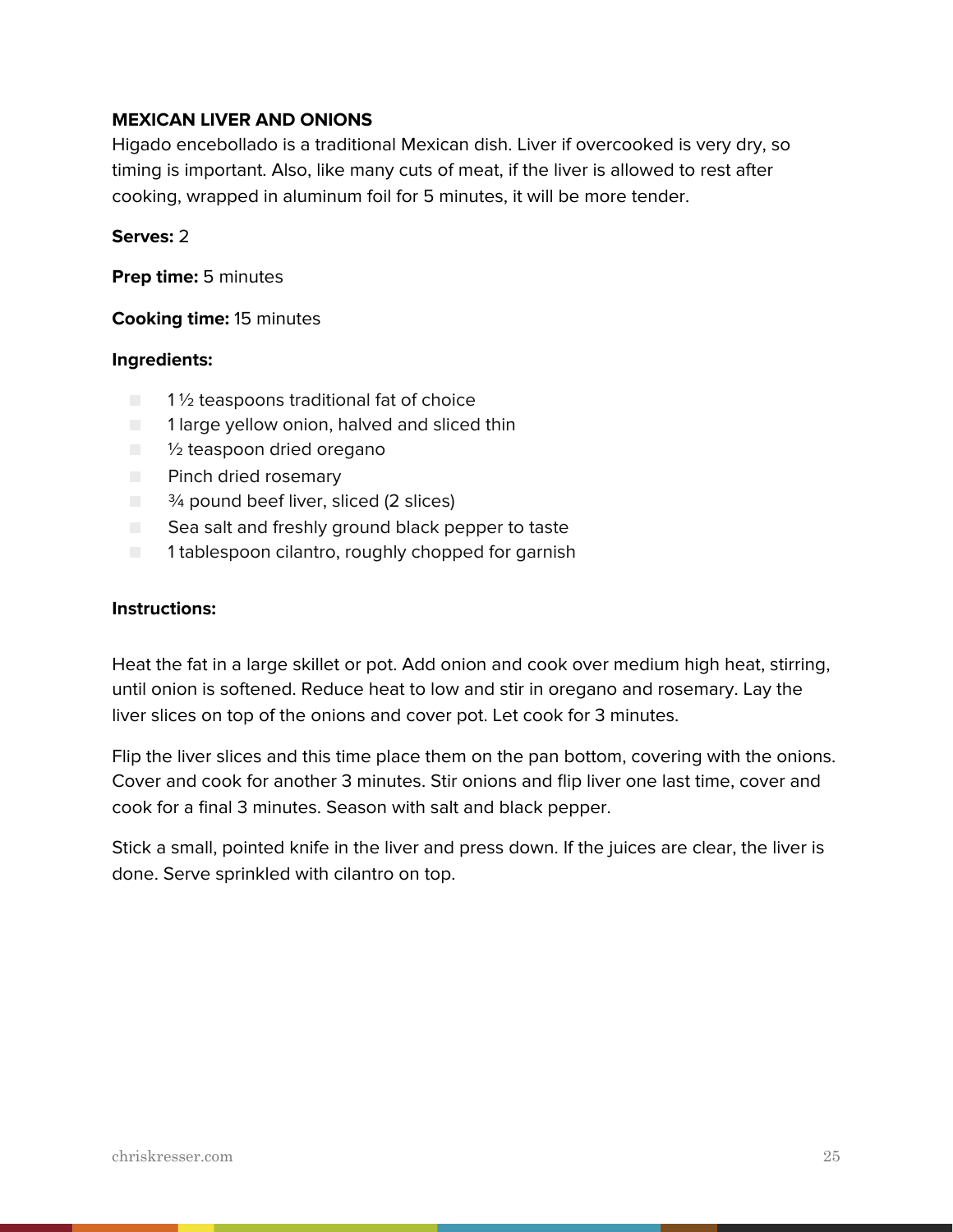## MEXICAN LIVER AND ONIONS

Higado encebollado is a traditional Mexican dish. Liver if overcooked is very dry, so timing is important. Also, like many cuts of meat, if the liver is allowed to rest after cooking, wrapped in aluminum foil for 5 minutes, it will be more tender.

**Serves:** 2

**Prep time:** 5 minutes

**Cooking time:** 15 minutes

**Ingredients:**

- 1 ½ teaspoons traditional fat of choice
- 1 large yellow onion, halved and sliced thin
- ½ teaspoon dried oregano
- Pinch dried rosemary
- ¾ pound beef liver, sliced (2 slices)
- Sea salt and freshly ground black pepper to taste
- 1 tablespoon cilantro, roughly chopped for garnish

**Instructions:**

Heat the fat in a large skillet or pot. Add onion and cook over medium high heat, stirring, until onion is softened. Reduce heat to low and stir in oregano and rosemary. Lay the liver slices on top of the onions and cover pot. Let cook for 3 minutes.

Flip the liver slices and this time place them on the pan bottom, covering with the onions. Cover and cook for another 3 minutes. Stir onions and flip liver one last time, cover and cook for a final 3 minutes. Season with salt and black pepper.

Stick a small, pointed knife in the liver and press down. If the juices are clear, the liver is done. Serve sprinkled with cilantro on top.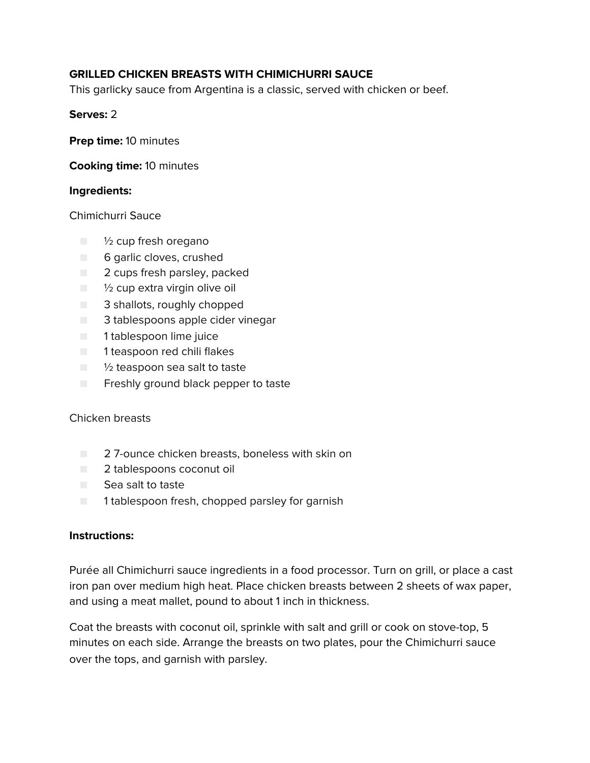## GRILLED CHICKEN BREASTS WITH CHIMICHURRI SAUCE

This garlicky sauce from Argentina is a classic, served with chicken or beef.

**Serves:** 2

**Prep time:** 10 minutes

**Cooking time:** 10 minutes

**Ingredients:**

Chimichurri Sauce

- ½ cup fresh oregano
- 6 garlic cloves, crushed
- 2 cups fresh parsley, packed
- ½ cup extra virgin olive oil
- 3 shallots, roughly chopped
- 3 tablespoons apple cider vinegar
- 1 tablespoon lime juice
- 1 teaspoon red chili flakes
- ½ teaspoon sea salt to taste
- Freshly ground black pepper to taste

Chicken breasts

- 2 7-ounce chicken breasts, boneless with skin on
- 2 tablespoons coconut oil
- Sea salt to taste
- 1 tablespoon fresh, chopped parsley for garnish

**Instructions:**

Purée all Chimichurri sauce ingredients in a food processor. Turn on grill, or place a cast iron pan over medium high heat. Place chicken breasts between 2 sheets of wax paper, and using a meat mallet, pound to about 1 inch in thickness.

Coat the breasts with coconut oil, sprinkle with salt and grill or cook on stove-top, 5 minutes on each side. Arrange the breasts on two plates, pour the Chimichurri sauce over the tops, and garnish with parsley.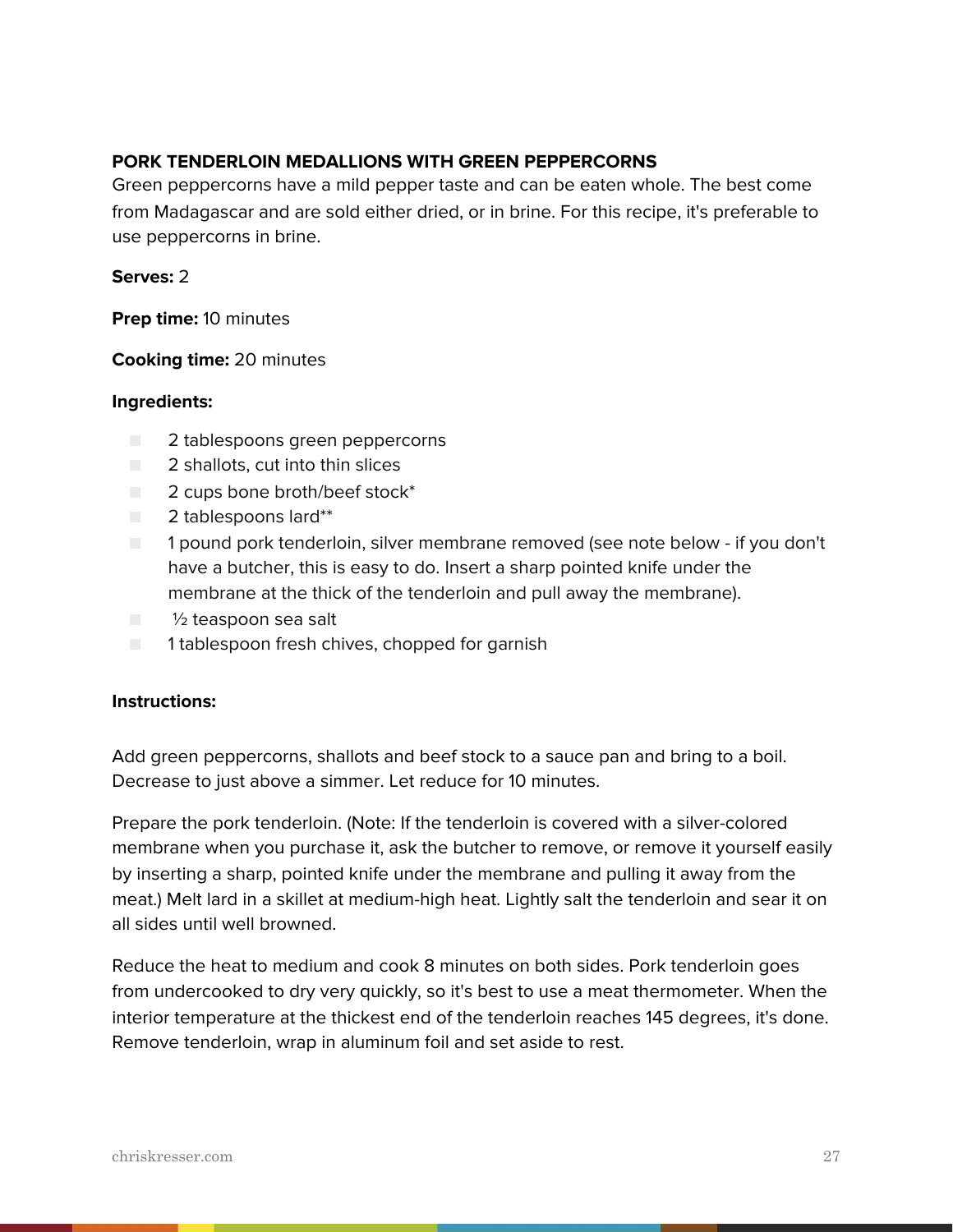**PORK TENDERLOIN MEDALLIONS WITH GREEN PEPPERCORNS**

Green peppercorns have a mild pepper taste and can be eaten whole. The best come from Madagascar and are sold either dried, or in brine. For this recipe, it's preferable to use peppercorns in brine.

**Serves:** 2

**Prep time:** 10 minutes

**Cooking time:** 20 minutes

**Ingredients:**

- 2 tablespoons green peppercorns
- 2 shallots, cut into thin slices
- 2 cups bone broth/beef stock*
- 2 tablespoons lard**
- 1 pound pork tenderloin, silver membrane removed (see note below - if you don't have a butcher, this is easy to do. Insert a sharp pointed knife under the membrane at the thick of the tenderloin and pull away the membrane).
- ½ teaspoon sea salt
- 1 tablespoon fresh chives, chopped for garnish

**Instructions:**

Add green peppercorns, shallots and beef stock to a sauce pan and bring to a boil. Decrease to just above a simmer. Let reduce for 10 minutes.

Prepare the pork tenderloin. (Note: If the tenderloin is covered with a silver-colored membrane when you purchase it, ask the butcher to remove, or remove it yourself easily by inserting a sharp, pointed knife under the membrane and pulling it away from the meat.) Melt lard in a skillet at medium-high heat. Lightly salt the tenderloin and sear it on all sides until well browned.

Reduce the heat to medium and cook 8 minutes on both sides. Pork tenderloin goes from undercooked to dry very quickly, so it's best to use a meat thermometer. When the interior temperature at the thickest end of the tenderloin reaches 145 degrees, it's done. Remove tenderloin, wrap in aluminum foil and set aside to rest.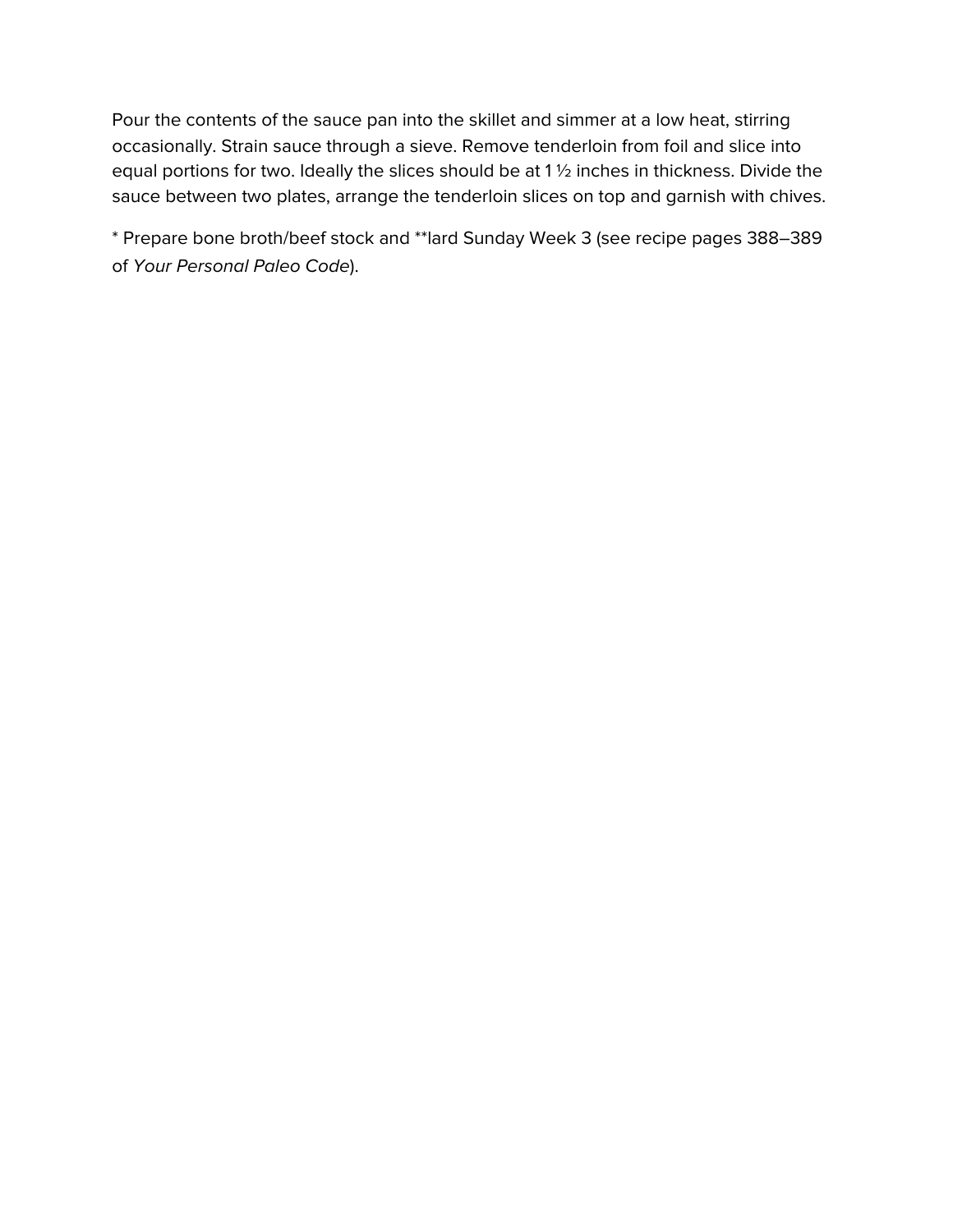Pour the contents of the sauce pan into the skillet and simmer at a low heat, stirring occasionally. Strain sauce through a sieve. Remove tenderloin from foil and slice into equal portions for two. Ideally the slices should be at 1 ½ inches in thickness. Divide the sauce between two plates, arrange the tenderloin slices on top and garnish with chives.

* Prepare bone broth/beef stock and **lard Sunday Week 3 (see recipe pages 388–389 of *Your Personal Paleo Code*).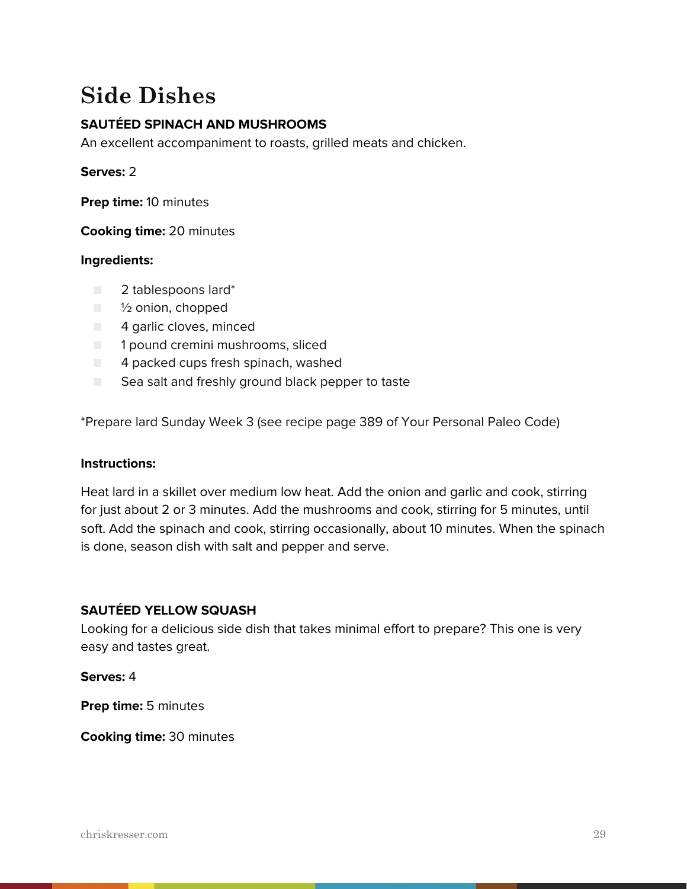# Side Dishes

### SAUTÉED SPINACH AND MUSHROOMS

An excellent accompaniment to roasts, grilled meats and chicken.

**Serves:** 2

**Prep time:** 10 minutes

**Cooking time:** 20 minutes

**Ingredients:**

- 2 tablespoons lard*
- ½ onion, chopped
- 4 garlic cloves, minced
- 1 pound cremini mushrooms, sliced
- 4 packed cups fresh spinach, washed
- Sea salt and freshly ground black pepper to taste

*Prepare lard Sunday Week 3 (see recipe page 389 of Your Personal Paleo Code)

**Instructions:**

Heat lard in a skillet over medium low heat. Add the onion and garlic and cook, stirring for just about 2 or 3 minutes. Add the mushrooms and cook, stirring for 5 minutes, until soft. Add the spinach and cook, stirring occasionally, about 10 minutes. When the spinach is done, season dish with salt and pepper and serve.

### SAUTÉED YELLOW SQUASH

Looking for a delicious side dish that takes minimal effort to prepare? This one is very easy and tastes great.

**Serves:** 4

**Prep time:** 5 minutes

**Cooking time:** 30 minutes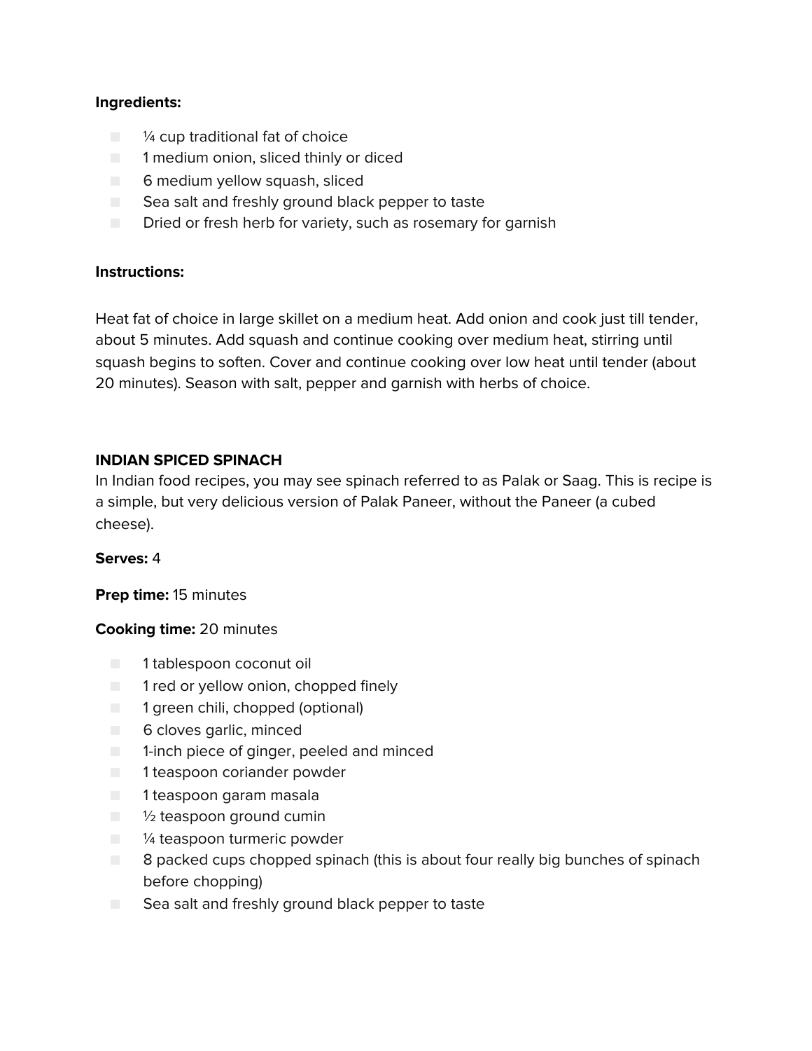**Ingredients:**

- ¼ cup traditional fat of choice
- 1 medium onion, sliced thinly or diced
- 6 medium yellow squash, sliced
- Sea salt and freshly ground black pepper to taste
- Dried or fresh herb for variety, such as rosemary for garnish

**Instructions:**

Heat fat of choice in large skillet on a medium heat. Add onion and cook just till tender, about 5 minutes. Add squash and continue cooking over medium heat, stirring until squash begins to soften. Cover and continue cooking over low heat until tender (about 20 minutes). Season with salt, pepper and garnish with herbs of choice.

## INDIAN SPICED SPINACH

In Indian food recipes, you may see spinach referred to as Palak or Saag. This is recipe is a simple, but very delicious version of Palak Paneer, without the Paneer (a cubed cheese).

**Serves:** 4

**Prep time:** 15 minutes

**Cooking time:** 20 minutes

- 1 tablespoon coconut oil
- 1 red or yellow onion, chopped finely
- 1 green chili, chopped (optional)
- 6 cloves garlic, minced
- 1-inch piece of ginger, peeled and minced
- 1 teaspoon coriander powder
- 1 teaspoon garam masala
- ½ teaspoon ground cumin
- ¼ teaspoon turmeric powder
- 8 packed cups chopped spinach (this is about four really big bunches of spinach before chopping)
- Sea salt and freshly ground black pepper to taste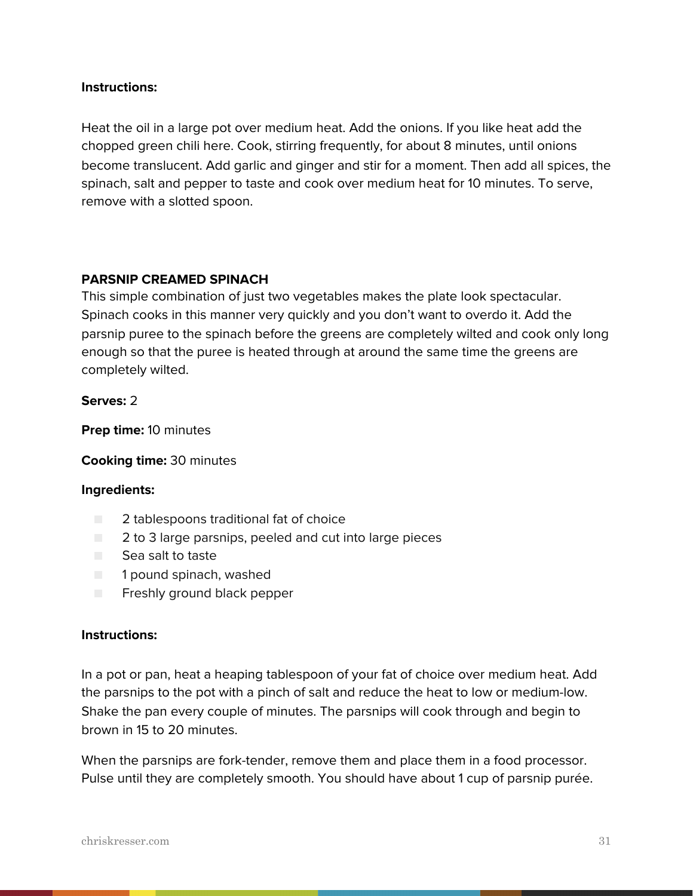**Instructions:**

Heat the oil in a large pot over medium heat. Add the onions. If you like heat add the chopped green chili here. Cook, stirring frequently, for about 8 minutes, until onions become translucent. Add garlic and ginger and stir for a moment. Then add all spices, the spinach, salt and pepper to taste and cook over medium heat for 10 minutes. To serve, remove with a slotted spoon.

## PARSNIP CREAMED SPINACH

This simple combination of just two vegetables makes the plate look spectacular. Spinach cooks in this manner very quickly and you don't want to overdo it. Add the parsnip puree to the spinach before the greens are completely wilted and cook only long enough so that the puree is heated through at around the same time the greens are completely wilted.

**Serves:** 2

**Prep time:** 10 minutes

**Cooking time:** 30 minutes

**Ingredients:**

- 2 tablespoons traditional fat of choice
- 2 to 3 large parsnips, peeled and cut into large pieces
- Sea salt to taste
- 1 pound spinach, washed
- Freshly ground black pepper

**Instructions:**

In a pot or pan, heat a heaping tablespoon of your fat of choice over medium heat. Add the parsnips to the pot with a pinch of salt and reduce the heat to low or medium-low. Shake the pan every couple of minutes. The parsnips will cook through and begin to brown in 15 to 20 minutes.

When the parsnips are fork-tender, remove them and place them in a food processor. Pulse until they are completely smooth. You should have about 1 cup of parsnip purée.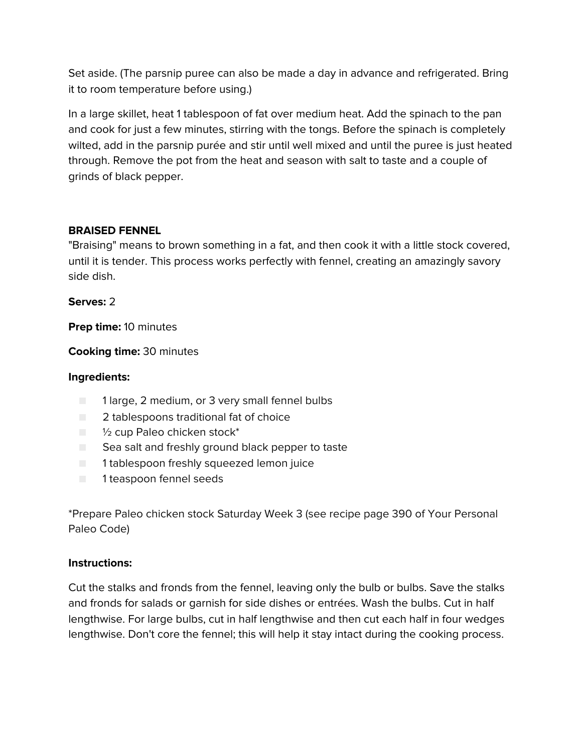Set aside. (The parsnip puree can also be made a day in advance and refrigerated. Bring it to room temperature before using.)

In a large skillet, heat 1 tablespoon of fat over medium heat. Add the spinach to the pan and cook for just a few minutes, stirring with the tongs. Before the spinach is completely wilted, add in the parsnip purée and stir until well mixed and until the puree is just heated through. Remove the pot from the heat and season with salt to taste and a couple of grinds of black pepper.

## BRAISED FENNEL

"Braising" means to brown something in a fat, and then cook it with a little stock covered, until it is tender. This process works perfectly with fennel, creating an amazingly savory side dish.

**Serves:** 2

**Prep time:** 10 minutes

**Cooking time:** 30 minutes

**Ingredients:**

- 1 large, 2 medium, or 3 very small fennel bulbs
- 2 tablespoons traditional fat of choice
- ½ cup Paleo chicken stock*
- Sea salt and freshly ground black pepper to taste
- 1 tablespoon freshly squeezed lemon juice
- 1 teaspoon fennel seeds

*Prepare Paleo chicken stock Saturday Week 3 (see recipe page 390 of Your Personal Paleo Code)

**Instructions:**

Cut the stalks and fronds from the fennel, leaving only the bulb or bulbs. Save the stalks and fronds for salads or garnish for side dishes or entrées. Wash the bulbs. Cut in half lengthwise. For large bulbs, cut in half lengthwise and then cut each half in four wedges lengthwise. Don't core the fennel; this will help it stay intact during the cooking process.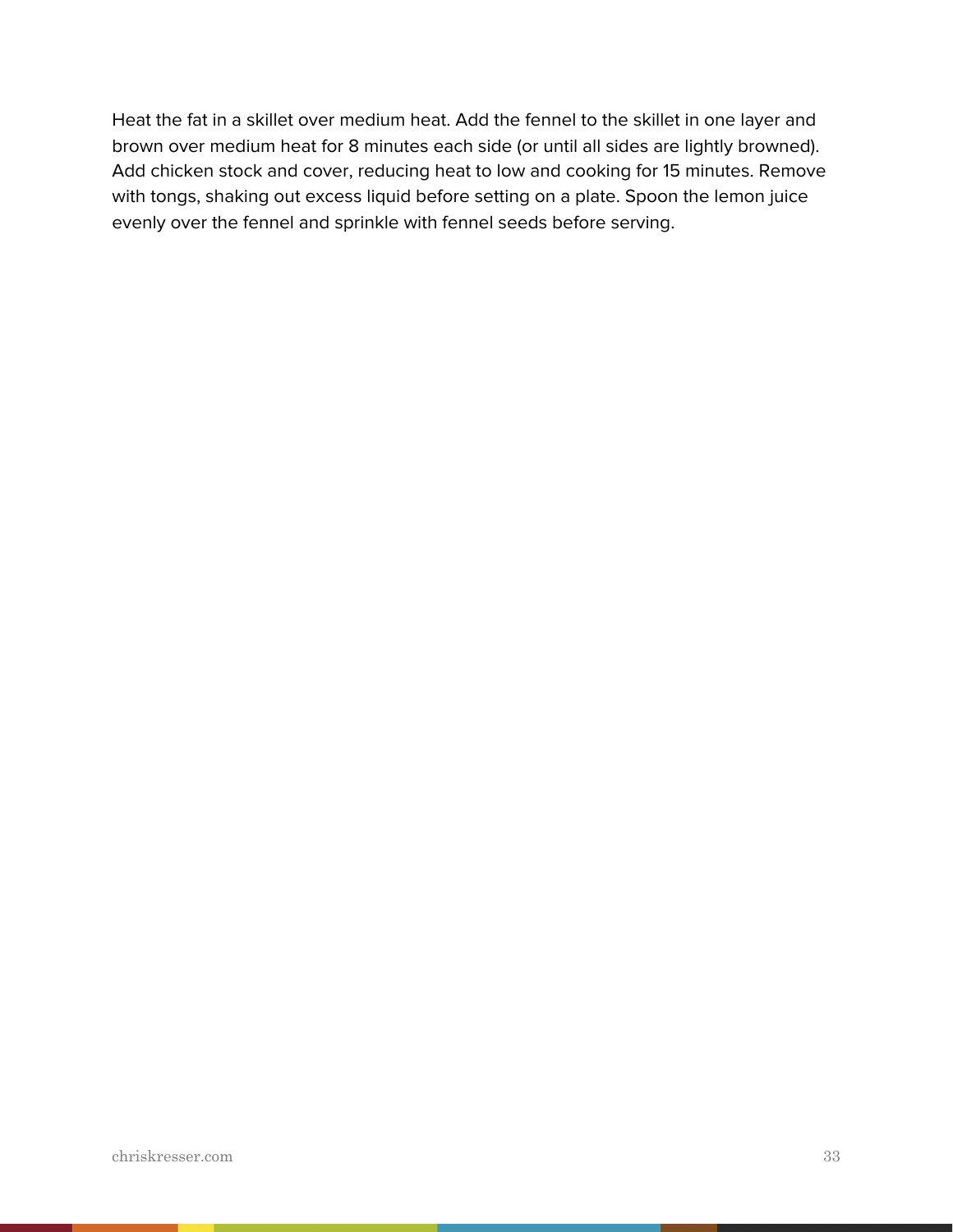Heat the fat in a skillet over medium heat. Add the fennel to the skillet in one layer and brown over medium heat for 8 minutes each side (or until all sides are lightly browned). Add chicken stock and cover, reducing heat to low and cooking for 15 minutes. Remove with tongs, shaking out excess liquid before setting on a plate. Spoon the lemon juice evenly over the fennel and sprinkle with fennel seeds before serving.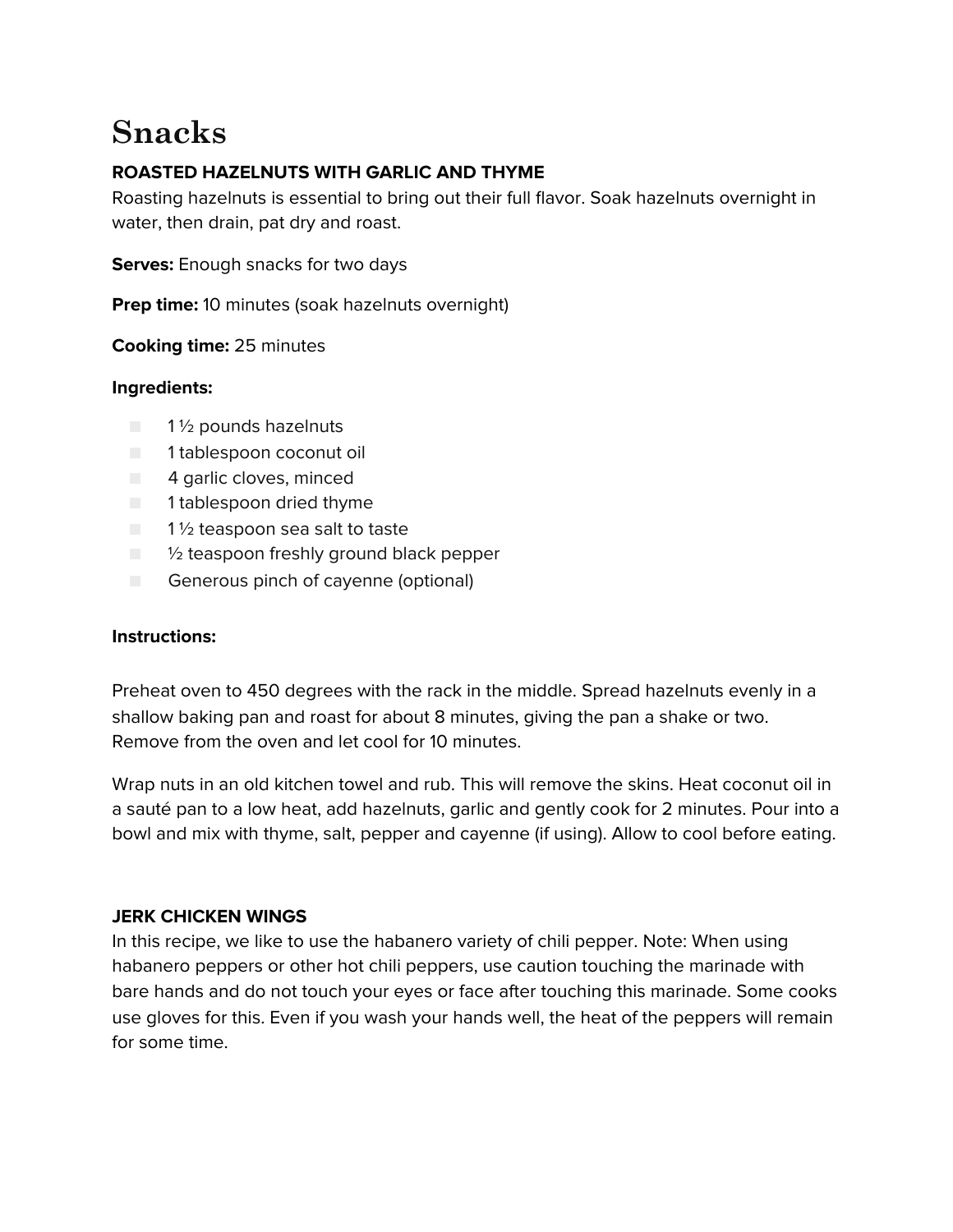# Snacks

**ROASTED HAZELNUTS WITH GARLIC AND THYME**

Roasting hazelnuts is essential to bring out their full flavor. Soak hazelnuts overnight in water, then drain, pat dry and roast.

**Serves:** Enough snacks for two days

**Prep time:** 10 minutes (soak hazelnuts overnight)

**Cooking time:** 25 minutes

**Ingredients:**

- 1 ½ pounds hazelnuts
- 1 tablespoon coconut oil
- 4 garlic cloves, minced
- 1 tablespoon dried thyme
- 1 ½ teaspoon sea salt to taste
- ½ teaspoon freshly ground black pepper
- Generous pinch of cayenne (optional)

**Instructions:**

Preheat oven to 450 degrees with the rack in the middle. Spread hazelnuts evenly in a shallow baking pan and roast for about 8 minutes, giving the pan a shake or two. Remove from the oven and let cool for 10 minutes.

Wrap nuts in an old kitchen towel and rub. This will remove the skins. Heat coconut oil in a sauté pan to a low heat, add hazelnuts, garlic and gently cook for 2 minutes. Pour into a bowl and mix with thyme, salt, pepper and cayenne (if using). Allow to cool before eating.

**JERK CHICKEN WINGS**

In this recipe, we like to use the habanero variety of chili pepper. Note: When using habanero peppers or other hot chili peppers, use caution touching the marinade with bare hands and do not touch your eyes or face after touching this marinade. Some cooks use gloves for this. Even if you wash your hands well, the heat of the peppers will remain for some time.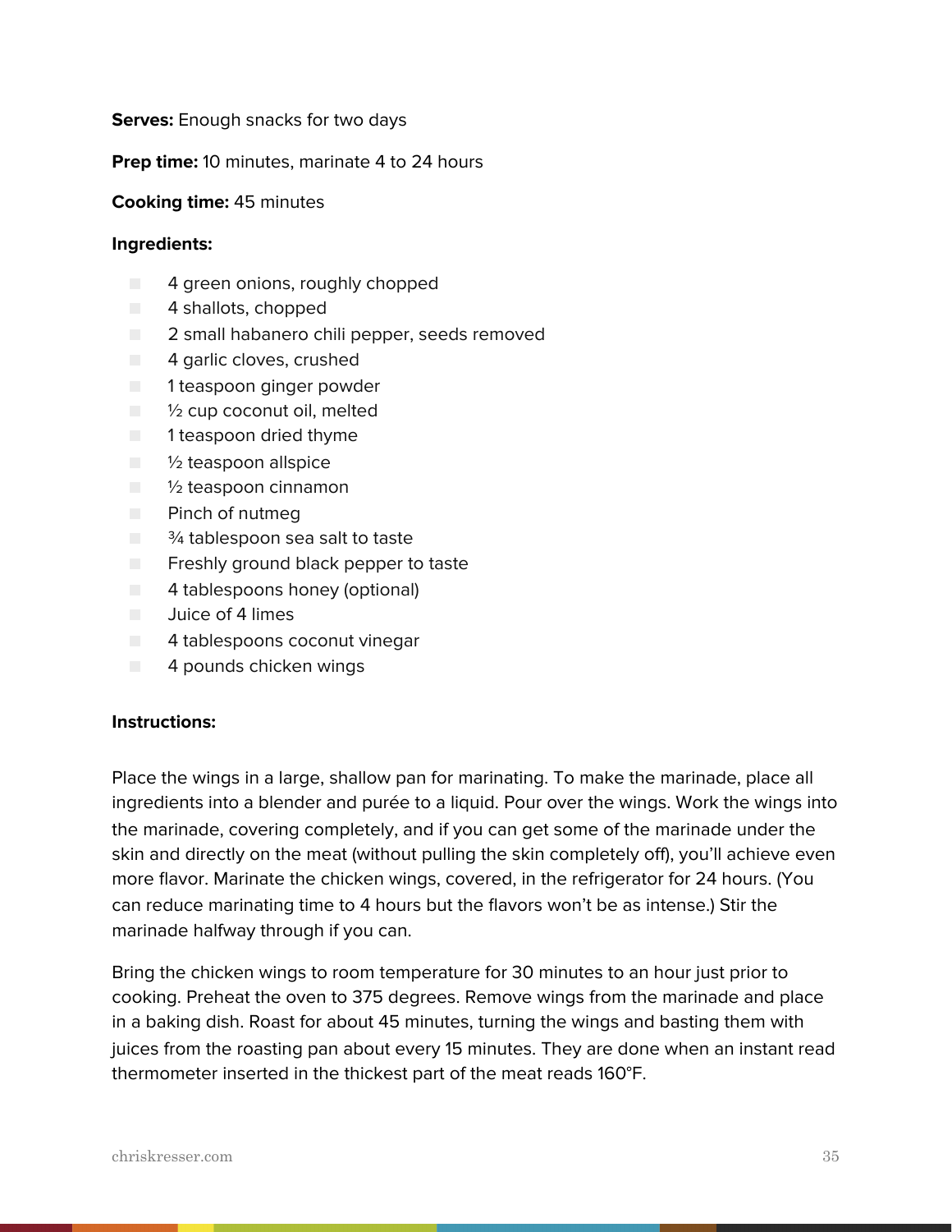**Serves:** Enough snacks for two days

**Prep time:** 10 minutes, marinate 4 to 24 hours

**Cooking time:** 45 minutes

**Ingredients:**

- 4 green onions, roughly chopped
- 4 shallots, chopped
- 2 small habanero chili pepper, seeds removed
- 4 garlic cloves, crushed
- 1 teaspoon ginger powder
- ½ cup coconut oil, melted
- 1 teaspoon dried thyme
- ½ teaspoon allspice
- ½ teaspoon cinnamon
- Pinch of nutmeg
- ¾ tablespoon sea salt to taste
- Freshly ground black pepper to taste
- 4 tablespoons honey (optional)
- Juice of 4 limes
- 4 tablespoons coconut vinegar
- 4 pounds chicken wings

**Instructions:**

Place the wings in a large, shallow pan for marinating. To make the marinade, place all ingredients into a blender and purée to a liquid. Pour over the wings. Work the wings into the marinade, covering completely, and if you can get some of the marinade under the skin and directly on the meat (without pulling the skin completely off), you'll achieve even more flavor. Marinate the chicken wings, covered, in the refrigerator for 24 hours. (You can reduce marinating time to 4 hours but the flavors won't be as intense.) Stir the marinade halfway through if you can.

Bring the chicken wings to room temperature for 30 minutes to an hour just prior to cooking. Preheat the oven to 375 degrees. Remove wings from the marinade and place in a baking dish. Roast for about 45 minutes, turning the wings and basting them with juices from the roasting pan about every 15 minutes. They are done when an instant read thermometer inserted in the thickest part of the meat reads 160°F.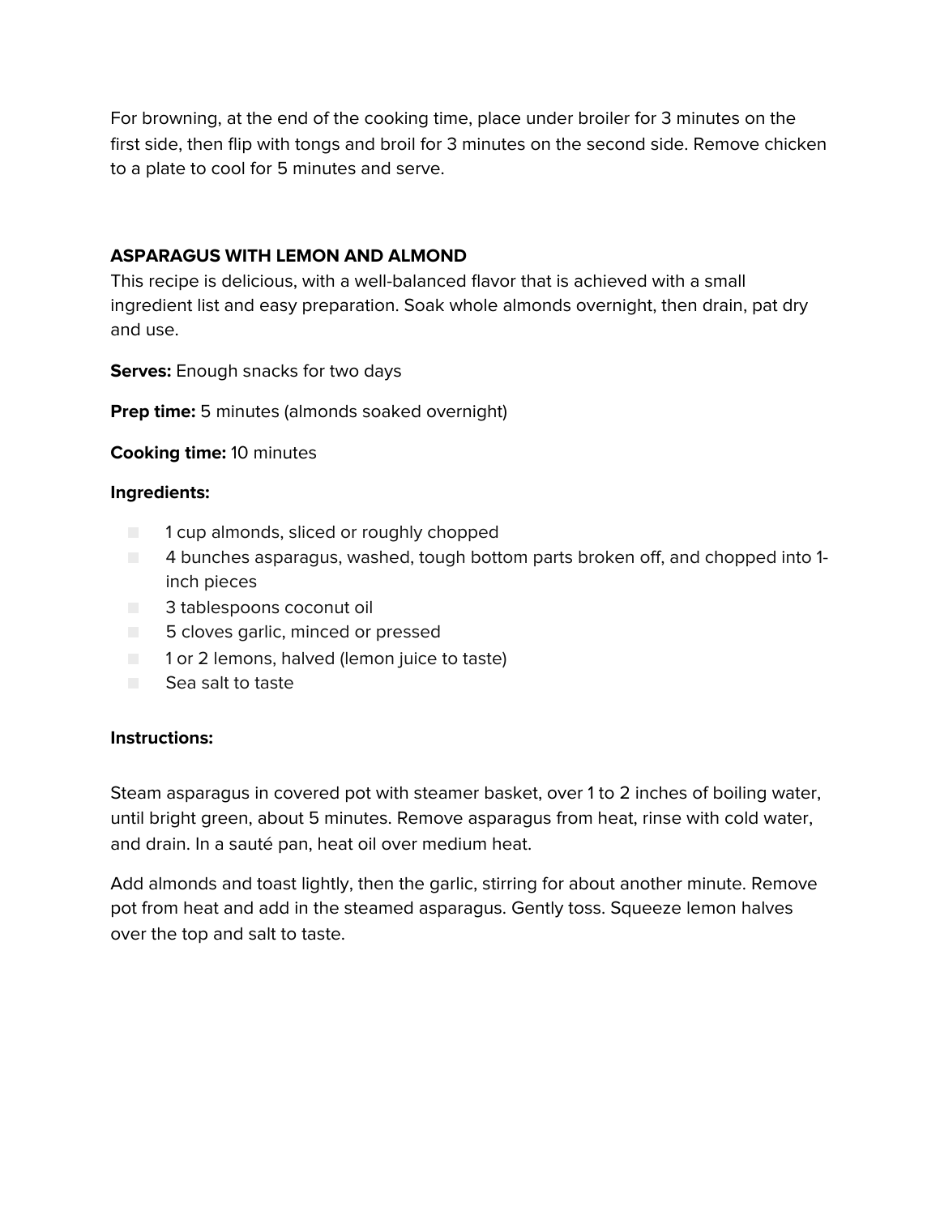For browning, at the end of the cooking time, place under broiler for 3 minutes on the first side, then flip with tongs and broil for 3 minutes on the second side. Remove chicken to a plate to cool for 5 minutes and serve.

**ASPARAGUS WITH LEMON AND ALMOND**

This recipe is delicious, with a well-balanced flavor that is achieved with a small ingredient list and easy preparation. Soak whole almonds overnight, then drain, pat dry and use.

**Serves:** Enough snacks for two days

**Prep time:** 5 minutes (almonds soaked overnight)

**Cooking time:** 10 minutes

**Ingredients:**

- 1 cup almonds, sliced or roughly chopped
- 4 bunches asparagus, washed, tough bottom parts broken off, and chopped into 1-inch pieces
- 3 tablespoons coconut oil
- 5 cloves garlic, minced or pressed
- 1 or 2 lemons, halved (lemon juice to taste)
- Sea salt to taste

**Instructions:**

Steam asparagus in covered pot with steamer basket, over 1 to 2 inches of boiling water, until bright green, about 5 minutes. Remove asparagus from heat, rinse with cold water, and drain. In a sauté pan, heat oil over medium heat.

Add almonds and toast lightly, then the garlic, stirring for about another minute. Remove pot from heat and add in the steamed asparagus. Gently toss. Squeeze lemon halves over the top and salt to taste.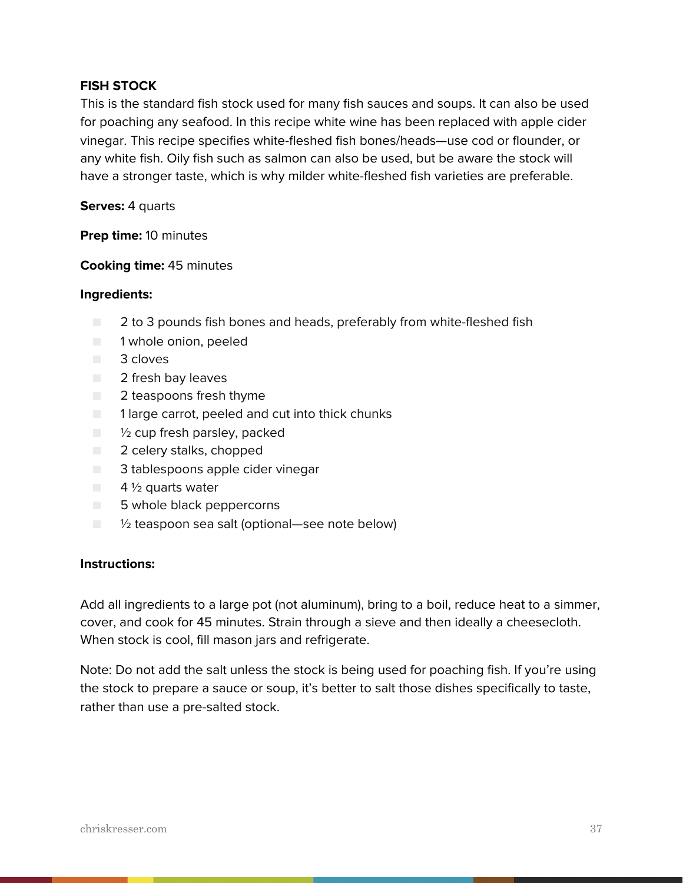## FISH STOCK

This is the standard fish stock used for many fish sauces and soups. It can also be used for poaching any seafood. In this recipe white wine has been replaced with apple cider vinegar. This recipe specifies white-fleshed fish bones/heads—use cod or flounder, or any white fish. Oily fish such as salmon can also be used, but be aware the stock will have a stronger taste, which is why milder white-fleshed fish varieties are preferable.

**Serves:** 4 quarts

**Prep time:** 10 minutes

**Cooking time:** 45 minutes

**Ingredients:**

- 2 to 3 pounds fish bones and heads, preferably from white-fleshed fish
- 1 whole onion, peeled
- 3 cloves
- 2 fresh bay leaves
- 2 teaspoons fresh thyme
- 1 large carrot, peeled and cut into thick chunks
- ½ cup fresh parsley, packed
- 2 celery stalks, chopped
- 3 tablespoons apple cider vinegar
- 4 ½ quarts water
- 5 whole black peppercorns
- ½ teaspoon sea salt (optional—see note below)

**Instructions:**

Add all ingredients to a large pot (not aluminum), bring to a boil, reduce heat to a simmer, cover, and cook for 45 minutes. Strain through a sieve and then ideally a cheesecloth. When stock is cool, fill mason jars and refrigerate.

Note: Do not add the salt unless the stock is being used for poaching fish. If you're using the stock to prepare a sauce or soup, it's better to salt those dishes specifically to taste, rather than use a pre-salted stock.